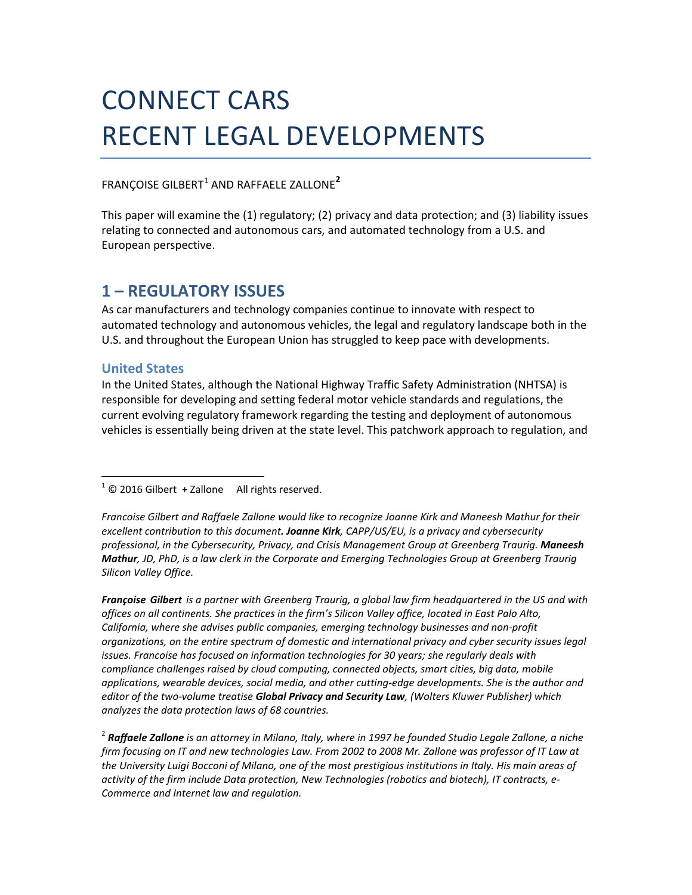# CONNECT CARS
# RECENT LEGAL DEVELOPMENTS

FRANÇOISE GILBERT[1] AND RAFFAELE ZALLONE[2]

This paper will examine the (1) regulatory; (2) privacy and data protection; and (3) liability issues relating to connected and autonomous cars, and automated technology from a U.S. and European perspective.

## 1 – REGULATORY ISSUES

As car manufacturers and technology companies continue to innovate with respect to automated technology and autonomous vehicles, the legal and regulatory landscape both in the U.S. and throughout the European Union has struggled to keep pace with developments.

### United States

In the United States, although the National Highway Traffic Safety Administration (NHTSA) is responsible for developing and setting federal motor vehicle standards and regulations, the current evolving regulatory framework regarding the testing and deployment of autonomous vehicles is essentially being driven at the state level. This patchwork approach to regulation, and

---

[1] © 2016 Gilbert + Zallone All rights reserved.

*Francoise Gilbert and Raffaele Zallone would like to recognize Joanne Kirk and Maneesh Mathur for their excellent contribution to this document. **Joanne Kirk**, CAPP/US/EU, is a privacy and cybersecurity professional, in the Cybersecurity, Privacy, and Crisis Management Group at Greenberg Traurig. **Maneesh Mathur**, JD, PhD, is a law clerk in the Corporate and Emerging Technologies Group at Greenberg Traurig Silicon Valley Office.*

***Françoise Gilbert** is a partner with Greenberg Traurig, a global law firm headquartered in the US and with offices on all continents. She practices in the firm's Silicon Valley office, located in East Palo Alto, California, where she advises public companies, emerging technology businesses and non-profit organizations, on the entire spectrum of domestic and international privacy and cyber security issues legal issues. Francoise has focused on information technologies for 30 years; she regularly deals with compliance challenges raised by cloud computing, connected objects, smart cities, big data, mobile applications, wearable devices, social media, and other cutting-edge developments. She is the author and editor of the two-volume treatise **Global Privacy and Security Law**, (Wolters Kluwer Publisher) which analyzes the data protection laws of 68 countries.*

[2] ***Raffaele Zallone** is an attorney in Milano, Italy, where in 1997 he founded Studio Legale Zallone, a niche firm focusing on IT and new technologies Law. From 2002 to 2008 Mr. Zallone was professor of IT Law at the University Luigi Bocconi of Milano, one of the most prestigious institutions in Italy. His main areas of activity of the firm include Data protection, New Technologies (robotics and biotech), IT contracts, e-Commerce and Internet law and regulation.*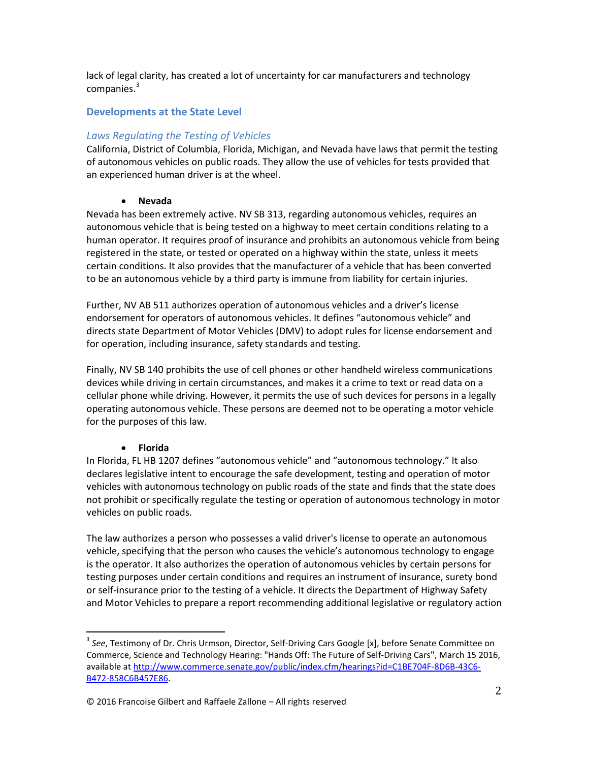lack of legal clarity, has created a lot of uncertainty for car manufacturers and technology companies.[3]

## Developments at the State Level

### *Laws Regulating the Testing of Vehicles*

California, District of Columbia, Florida, Michigan, and Nevada have laws that permit the testing of autonomous vehicles on public roads. They allow the use of vehicles for tests provided that an experienced human driver is at the wheel.

- **Nevada**

Nevada has been extremely active. NV SB 313, regarding autonomous vehicles, requires an autonomous vehicle that is being tested on a highway to meet certain conditions relating to a human operator. It requires proof of insurance and prohibits an autonomous vehicle from being registered in the state, or tested or operated on a highway within the state, unless it meets certain conditions. It also provides that the manufacturer of a vehicle that has been converted to be an autonomous vehicle by a third party is immune from liability for certain injuries.

Further, NV AB 511 authorizes operation of autonomous vehicles and a driver's license endorsement for operators of autonomous vehicles. It defines "autonomous vehicle" and directs state Department of Motor Vehicles (DMV) to adopt rules for license endorsement and for operation, including insurance, safety standards and testing.

Finally, NV SB 140 prohibits the use of cell phones or other handheld wireless communications devices while driving in certain circumstances, and makes it a crime to text or read data on a cellular phone while driving. However, it permits the use of such devices for persons in a legally operating autonomous vehicle. These persons are deemed not to be operating a motor vehicle for the purposes of this law.

- **Florida**

In Florida, FL HB 1207 defines "autonomous vehicle" and "autonomous technology." It also declares legislative intent to encourage the safe development, testing and operation of motor vehicles with autonomous technology on public roads of the state and finds that the state does not prohibit or specifically regulate the testing or operation of autonomous technology in motor vehicles on public roads.

The law authorizes a person who possesses a valid driver's license to operate an autonomous vehicle, specifying that the person who causes the vehicle's autonomous technology to engage is the operator. It also authorizes the operation of autonomous vehicles by certain persons for testing purposes under certain conditions and requires an instrument of insurance, surety bond or self-insurance prior to the testing of a vehicle. It directs the Department of Highway Safety and Motor Vehicles to prepare a report recommending additional legislative or regulatory action

---

[3] *See*, Testimony of Dr. Chris Urmson, Director, Self-Driving Cars Google [x], before Senate Committee on Commerce, Science and Technology Hearing: "Hands Off: The Future of Self-Driving Cars", March 15 2016, available at http://www.commerce.senate.gov/public/index.cfm/hearings?id=C1BE704F-8D6B-43C6-B472-858C6B457E86.

© 2016 Francoise Gilbert and Raffaele Zallone – All rights reserved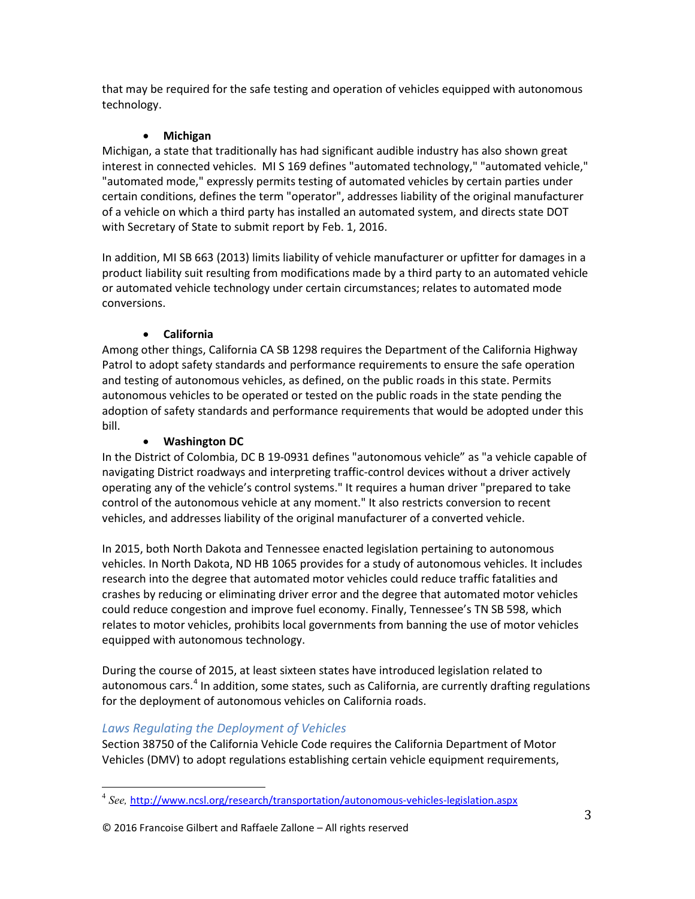that may be required for the safe testing and operation of vehicles equipped with autonomous technology.

- **Michigan**

Michigan, a state that traditionally has had significant audible industry has also shown great interest in connected vehicles. MI S 169 defines "automated technology," "automated vehicle," "automated mode," expressly permits testing of automated vehicles by certain parties under certain conditions, defines the term "operator", addresses liability of the original manufacturer of a vehicle on which a third party has installed an automated system, and directs state DOT with Secretary of State to submit report by Feb. 1, 2016.

In addition, MI SB 663 (2013) limits liability of vehicle manufacturer or upfitter for damages in a product liability suit resulting from modifications made by a third party to an automated vehicle or automated vehicle technology under certain circumstances; relates to automated mode conversions.

- **California**

Among other things, California CA SB 1298 requires the Department of the California Highway Patrol to adopt safety standards and performance requirements to ensure the safe operation and testing of autonomous vehicles, as defined, on the public roads in this state. Permits autonomous vehicles to be operated or tested on the public roads in the state pending the adoption of safety standards and performance requirements that would be adopted under this bill.

- **Washington DC**

In the District of Colombia, DC B 19-0931 defines "autonomous vehicle" as "a vehicle capable of navigating District roadways and interpreting traffic-control devices without a driver actively operating any of the vehicle's control systems." It requires a human driver "prepared to take control of the autonomous vehicle at any moment." It also restricts conversion to recent vehicles, and addresses liability of the original manufacturer of a converted vehicle.

In 2015, both North Dakota and Tennessee enacted legislation pertaining to autonomous vehicles. In North Dakota, ND HB 1065 provides for a study of autonomous vehicles. It includes research into the degree that automated motor vehicles could reduce traffic fatalities and crashes by reducing or eliminating driver error and the degree that automated motor vehicles could reduce congestion and improve fuel economy. Finally, Tennessee's TN SB 598, which relates to motor vehicles, prohibits local governments from banning the use of motor vehicles equipped with autonomous technology.

During the course of 2015, at least sixteen states have introduced legislation related to autonomous cars.[4] In addition, some states, such as California, are currently drafting regulations for the deployment of autonomous vehicles on California roads.

### *Laws Regulating the Deployment of Vehicles*

Section 38750 of the California Vehicle Code requires the California Department of Motor Vehicles (DMV) to adopt regulations establishing certain vehicle equipment requirements,

---

[4] *See,* http://www.ncsl.org/research/transportation/autonomous-vehicles-legislation.aspx

© 2016 Francoise Gilbert and Raffaele Zallone – All rights reserved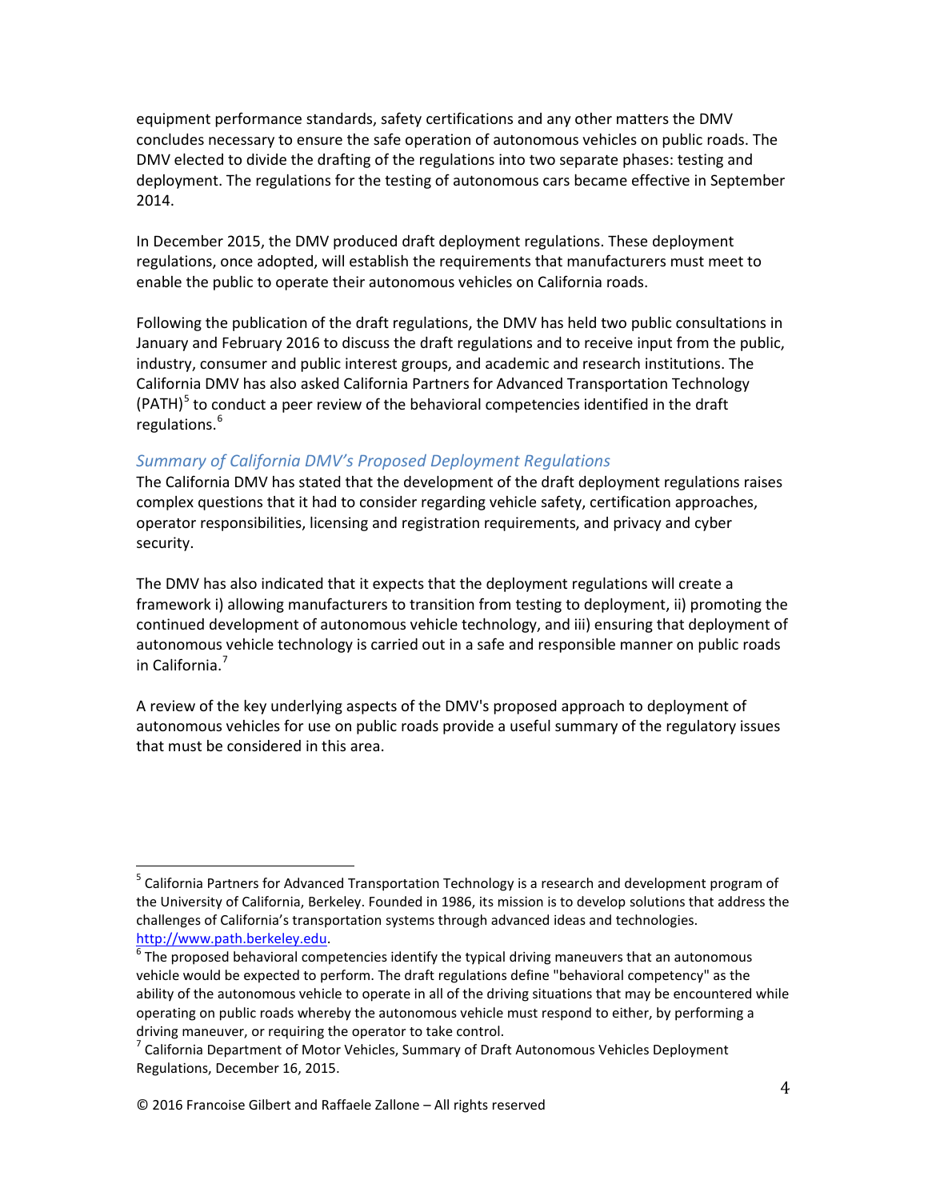equipment performance standards, safety certifications and any other matters the DMV concludes necessary to ensure the safe operation of autonomous vehicles on public roads. The DMV elected to divide the drafting of the regulations into two separate phases: testing and deployment. The regulations for the testing of autonomous cars became effective in September 2014.

In December 2015, the DMV produced draft deployment regulations. These deployment regulations, once adopted, will establish the requirements that manufacturers must meet to enable the public to operate their autonomous vehicles on California roads.

Following the publication of the draft regulations, the DMV has held two public consultations in January and February 2016 to discuss the draft regulations and to receive input from the public, industry, consumer and public interest groups, and academic and research institutions. The California DMV has also asked California Partners for Advanced Transportation Technology (PATH)[5] to conduct a peer review of the behavioral competencies identified in the draft regulations.[6]

### *Summary of California DMV's Proposed Deployment Regulations*

The California DMV has stated that the development of the draft deployment regulations raises complex questions that it had to consider regarding vehicle safety, certification approaches, operator responsibilities, licensing and registration requirements, and privacy and cyber security.

The DMV has also indicated that it expects that the deployment regulations will create a framework i) allowing manufacturers to transition from testing to deployment, ii) promoting the continued development of autonomous vehicle technology, and iii) ensuring that deployment of autonomous vehicle technology is carried out in a safe and responsible manner on public roads in California.[7]

A review of the key underlying aspects of the DMV's proposed approach to deployment of autonomous vehicles for use on public roads provide a useful summary of the regulatory issues that must be considered in this area.

---

[5] California Partners for Advanced Transportation Technology is a research and development program of the University of California, Berkeley. Founded in 1986, its mission is to develop solutions that address the challenges of California's transportation systems through advanced ideas and technologies. http://www.path.berkeley.edu.

[6] The proposed behavioral competencies identify the typical driving maneuvers that an autonomous vehicle would be expected to perform. The draft regulations define "behavioral competency" as the ability of the autonomous vehicle to operate in all of the driving situations that may be encountered while operating on public roads whereby the autonomous vehicle must respond to either, by performing a driving maneuver, or requiring the operator to take control.

[7] California Department of Motor Vehicles, Summary of Draft Autonomous Vehicles Deployment Regulations, December 16, 2015.

© 2016 Francoise Gilbert and Raffaele Zallone – All rights reserved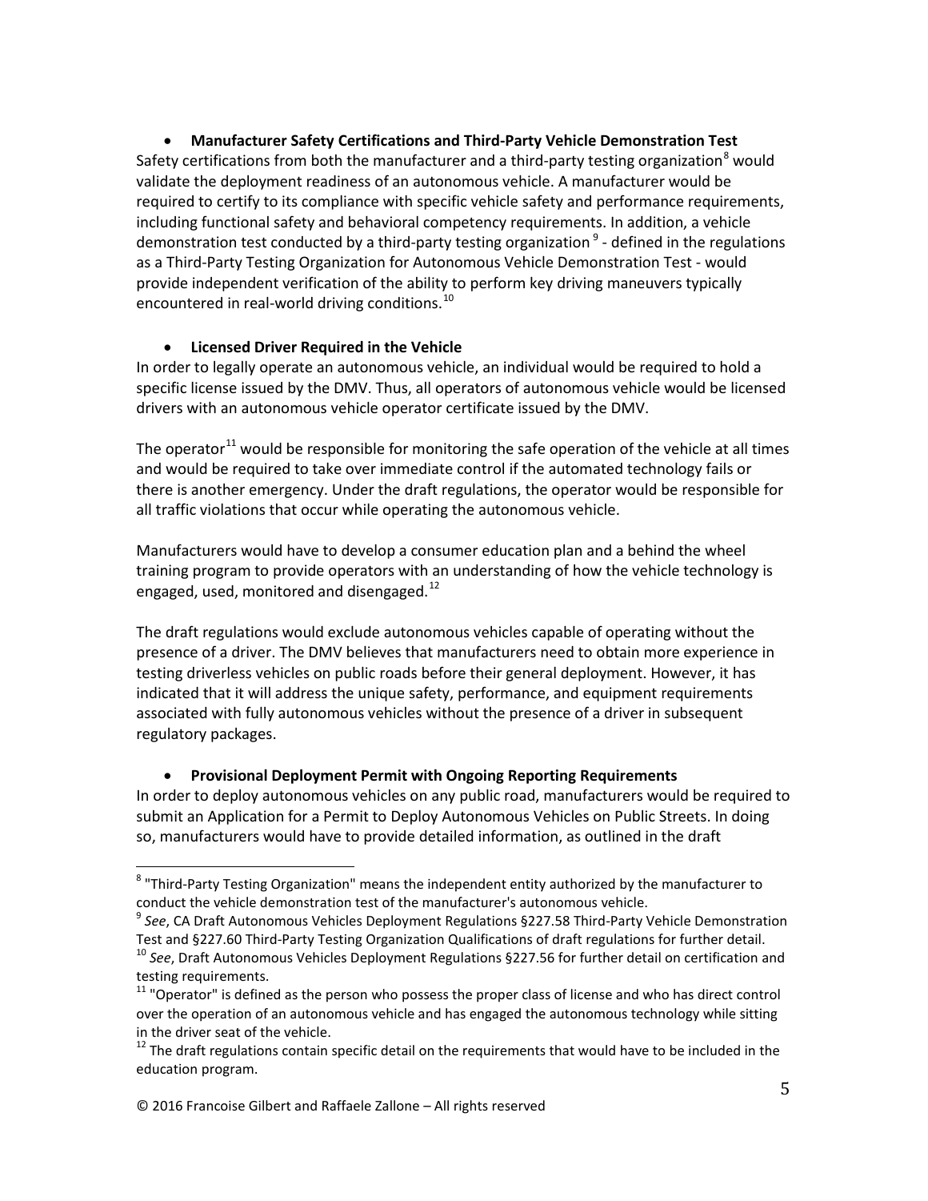- **Manufacturer Safety Certifications and Third-Party Vehicle Demonstration Test**

Safety certifications from both the manufacturer and a third-party testing organization[8] would validate the deployment readiness of an autonomous vehicle. A manufacturer would be required to certify to its compliance with specific vehicle safety and performance requirements, including functional safety and behavioral competency requirements. In addition, a vehicle demonstration test conducted by a third-party testing organization [9] - defined in the regulations as a Third-Party Testing Organization for Autonomous Vehicle Demonstration Test - would provide independent verification of the ability to perform key driving maneuvers typically encountered in real-world driving conditions.[10]

- **Licensed Driver Required in the Vehicle**

In order to legally operate an autonomous vehicle, an individual would be required to hold a specific license issued by the DMV. Thus, all operators of autonomous vehicle would be licensed drivers with an autonomous vehicle operator certificate issued by the DMV.

The operator[11] would be responsible for monitoring the safe operation of the vehicle at all times and would be required to take over immediate control if the automated technology fails or there is another emergency. Under the draft regulations, the operator would be responsible for all traffic violations that occur while operating the autonomous vehicle.

Manufacturers would have to develop a consumer education plan and a behind the wheel training program to provide operators with an understanding of how the vehicle technology is engaged, used, monitored and disengaged.[12]

The draft regulations would exclude autonomous vehicles capable of operating without the presence of a driver. The DMV believes that manufacturers need to obtain more experience in testing driverless vehicles on public roads before their general deployment. However, it has indicated that it will address the unique safety, performance, and equipment requirements associated with fully autonomous vehicles without the presence of a driver in subsequent regulatory packages.

- **Provisional Deployment Permit with Ongoing Reporting Requirements**

In order to deploy autonomous vehicles on any public road, manufacturers would be required to submit an Application for a Permit to Deploy Autonomous Vehicles on Public Streets. In doing so, manufacturers would have to provide detailed information, as outlined in the draft

---

[8] "Third-Party Testing Organization" means the independent entity authorized by the manufacturer to conduct the vehicle demonstration test of the manufacturer's autonomous vehicle.

[9] *See*, CA Draft Autonomous Vehicles Deployment Regulations §227.58 Third-Party Vehicle Demonstration Test and §227.60 Third-Party Testing Organization Qualifications of draft regulations for further detail.

[10] *See*, Draft Autonomous Vehicles Deployment Regulations §227.56 for further detail on certification and testing requirements.

[11] "Operator" is defined as the person who possess the proper class of license and who has direct control over the operation of an autonomous vehicle and has engaged the autonomous technology while sitting in the driver seat of the vehicle.

[12] The draft regulations contain specific detail on the requirements that would have to be included in the education program.

© 2016 Francoise Gilbert and Raffaele Zallone – All rights reserved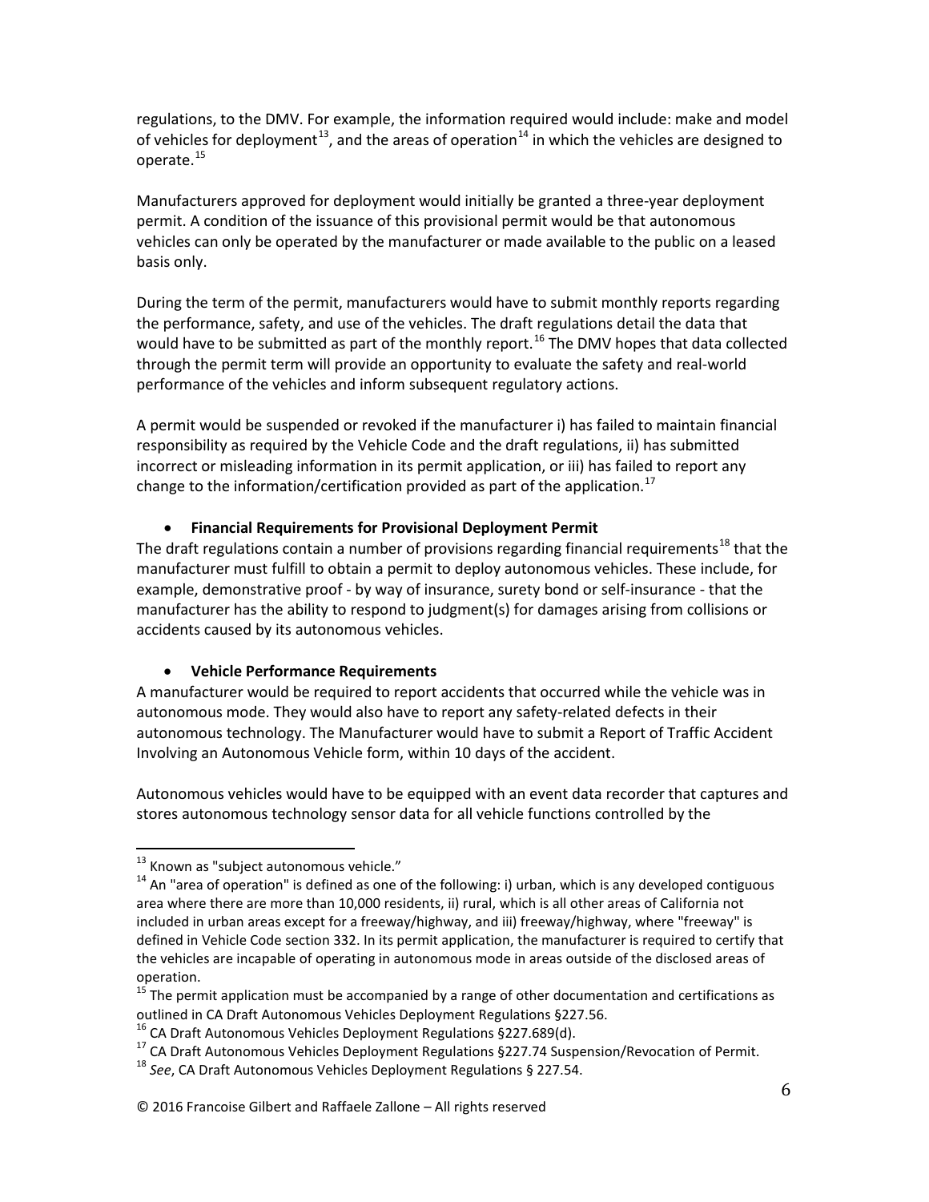regulations, to the DMV. For example, the information required would include: make and model of vehicles for deployment[13], and the areas of operation[14] in which the vehicles are designed to operate.[15]

Manufacturers approved for deployment would initially be granted a three-year deployment permit. A condition of the issuance of this provisional permit would be that autonomous vehicles can only be operated by the manufacturer or made available to the public on a leased basis only.

During the term of the permit, manufacturers would have to submit monthly reports regarding the performance, safety, and use of the vehicles. The draft regulations detail the data that would have to be submitted as part of the monthly report.[16] The DMV hopes that data collected through the permit term will provide an opportunity to evaluate the safety and real-world performance of the vehicles and inform subsequent regulatory actions.

A permit would be suspended or revoked if the manufacturer i) has failed to maintain financial responsibility as required by the Vehicle Code and the draft regulations, ii) has submitted incorrect or misleading information in its permit application, or iii) has failed to report any change to the information/certification provided as part of the application.[17]

- **Financial Requirements for Provisional Deployment Permit**

The draft regulations contain a number of provisions regarding financial requirements[18] that the manufacturer must fulfill to obtain a permit to deploy autonomous vehicles. These include, for example, demonstrative proof - by way of insurance, surety bond or self-insurance - that the manufacturer has the ability to respond to judgment(s) for damages arising from collisions or accidents caused by its autonomous vehicles.

- **Vehicle Performance Requirements**

A manufacturer would be required to report accidents that occurred while the vehicle was in autonomous mode. They would also have to report any safety-related defects in their autonomous technology. The Manufacturer would have to submit a Report of Traffic Accident Involving an Autonomous Vehicle form, within 10 days of the accident.

Autonomous vehicles would have to be equipped with an event data recorder that captures and stores autonomous technology sensor data for all vehicle functions controlled by the

---

[13] Known as "subject autonomous vehicle."

[14] An "area of operation" is defined as one of the following: i) urban, which is any developed contiguous area where there are more than 10,000 residents, ii) rural, which is all other areas of California not included in urban areas except for a freeway/highway, and iii) freeway/highway, where "freeway" is defined in Vehicle Code section 332. In its permit application, the manufacturer is required to certify that the vehicles are incapable of operating in autonomous mode in areas outside of the disclosed areas of operation.

[15] The permit application must be accompanied by a range of other documentation and certifications as outlined in CA Draft Autonomous Vehicles Deployment Regulations §227.56.

[16] CA Draft Autonomous Vehicles Deployment Regulations §227.689(d).

[17] CA Draft Autonomous Vehicles Deployment Regulations §227.74 Suspension/Revocation of Permit.

[18] *See*, CA Draft Autonomous Vehicles Deployment Regulations § 227.54.

© 2016 Francoise Gilbert and Raffaele Zallone – All rights reserved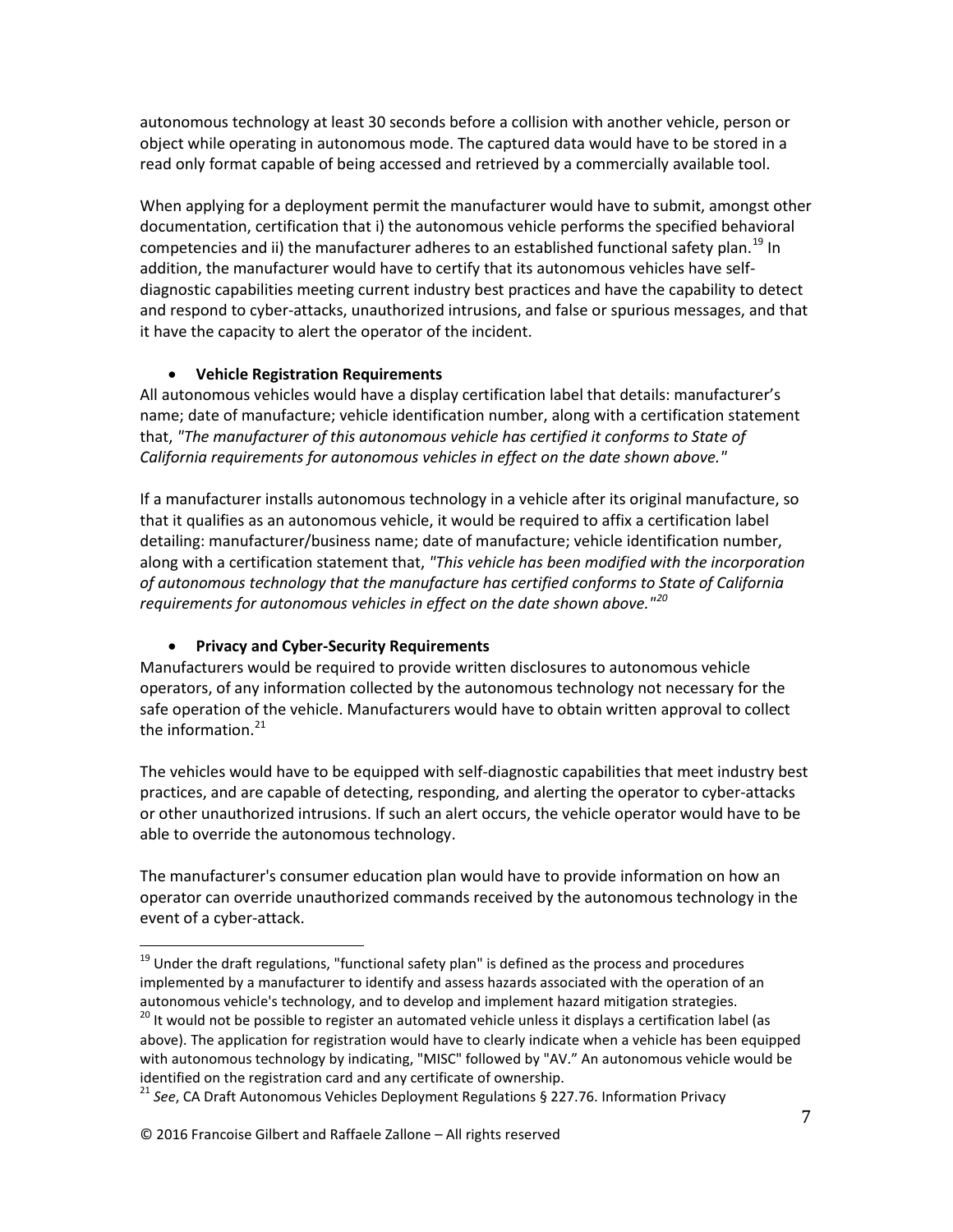autonomous technology at least 30 seconds before a collision with another vehicle, person or object while operating in autonomous mode. The captured data would have to be stored in a read only format capable of being accessed and retrieved by a commercially available tool.

When applying for a deployment permit the manufacturer would have to submit, amongst other documentation, certification that i) the autonomous vehicle performs the specified behavioral competencies and ii) the manufacturer adheres to an established functional safety plan.[19] In addition, the manufacturer would have to certify that its autonomous vehicles have self-diagnostic capabilities meeting current industry best practices and have the capability to detect and respond to cyber-attacks, unauthorized intrusions, and false or spurious messages, and that it have the capacity to alert the operator of the incident.

- **Vehicle Registration Requirements**

All autonomous vehicles would have a display certification label that details: manufacturer's name; date of manufacture; vehicle identification number, along with a certification statement that, *"The manufacturer of this autonomous vehicle has certified it conforms to State of California requirements for autonomous vehicles in effect on the date shown above."*

If a manufacturer installs autonomous technology in a vehicle after its original manufacture, so that it qualifies as an autonomous vehicle, it would be required to affix a certification label detailing: manufacturer/business name; date of manufacture; vehicle identification number, along with a certification statement that, *"This vehicle has been modified with the incorporation of autonomous technology that the manufacture has certified conforms to State of California requirements for autonomous vehicles in effect on the date shown above."*[20]

- **Privacy and Cyber-Security Requirements**

Manufacturers would be required to provide written disclosures to autonomous vehicle operators, of any information collected by the autonomous technology not necessary for the safe operation of the vehicle. Manufacturers would have to obtain written approval to collect the information.[21]

The vehicles would have to be equipped with self-diagnostic capabilities that meet industry best practices, and are capable of detecting, responding, and alerting the operator to cyber-attacks or other unauthorized intrusions. If such an alert occurs, the vehicle operator would have to be able to override the autonomous technology.

The manufacturer's consumer education plan would have to provide information on how an operator can override unauthorized commands received by the autonomous technology in the event of a cyber-attack.

---

[19] Under the draft regulations, "functional safety plan" is defined as the process and procedures implemented by a manufacturer to identify and assess hazards associated with the operation of an autonomous vehicle's technology, and to develop and implement hazard mitigation strategies.

[20] It would not be possible to register an automated vehicle unless it displays a certification label (as above). The application for registration would have to clearly indicate when a vehicle has been equipped with autonomous technology by indicating, "MISC" followed by "AV." An autonomous vehicle would be identified on the registration card and any certificate of ownership.

[21] *See*, CA Draft Autonomous Vehicles Deployment Regulations § 227.76. Information Privacy

© 2016 Francoise Gilbert and Raffaele Zallone – All rights reserved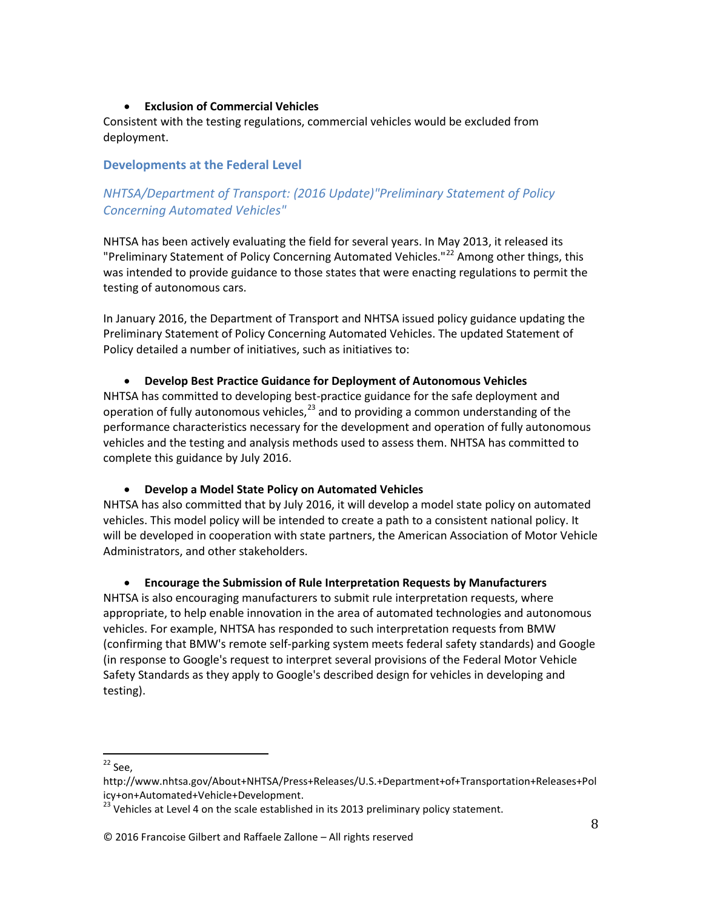- **Exclusion of Commercial Vehicles**

Consistent with the testing regulations, commercial vehicles would be excluded from deployment.

## Developments at the Federal Level

### *NHTSA/Department of Transport: (2016 Update)"Preliminary Statement of Policy Concerning Automated Vehicles"*

NHTSA has been actively evaluating the field for several years. In May 2013, it released its "Preliminary Statement of Policy Concerning Automated Vehicles."[22] Among other things, this was intended to provide guidance to those states that were enacting regulations to permit the testing of autonomous cars.

In January 2016, the Department of Transport and NHTSA issued policy guidance updating the Preliminary Statement of Policy Concerning Automated Vehicles. The updated Statement of Policy detailed a number of initiatives, such as initiatives to:

- **Develop Best Practice Guidance for Deployment of Autonomous Vehicles**

NHTSA has committed to developing best-practice guidance for the safe deployment and operation of fully autonomous vehicles,[23] and to providing a common understanding of the performance characteristics necessary for the development and operation of fully autonomous vehicles and the testing and analysis methods used to assess them. NHTSA has committed to complete this guidance by July 2016.

- **Develop a Model State Policy on Automated Vehicles**

NHTSA has also committed that by July 2016, it will develop a model state policy on automated vehicles. This model policy will be intended to create a path to a consistent national policy. It will be developed in cooperation with state partners, the American Association of Motor Vehicle Administrators, and other stakeholders.

- **Encourage the Submission of Rule Interpretation Requests by Manufacturers**

NHTSA is also encouraging manufacturers to submit rule interpretation requests, where appropriate, to help enable innovation in the area of automated technologies and autonomous vehicles. For example, NHTSA has responded to such interpretation requests from BMW (confirming that BMW's remote self-parking system meets federal safety standards) and Google (in response to Google's request to interpret several provisions of the Federal Motor Vehicle Safety Standards as they apply to Google's described design for vehicles in developing and testing).

---

[22] See, http://www.nhtsa.gov/About+NHTSA/Press+Releases/U.S.+Department+of+Transportation+Releases+Policy+on+Automated+Vehicle+Development.

[23] Vehicles at Level 4 on the scale established in its 2013 preliminary policy statement.

© 2016 Francoise Gilbert and Raffaele Zallone – All rights reserved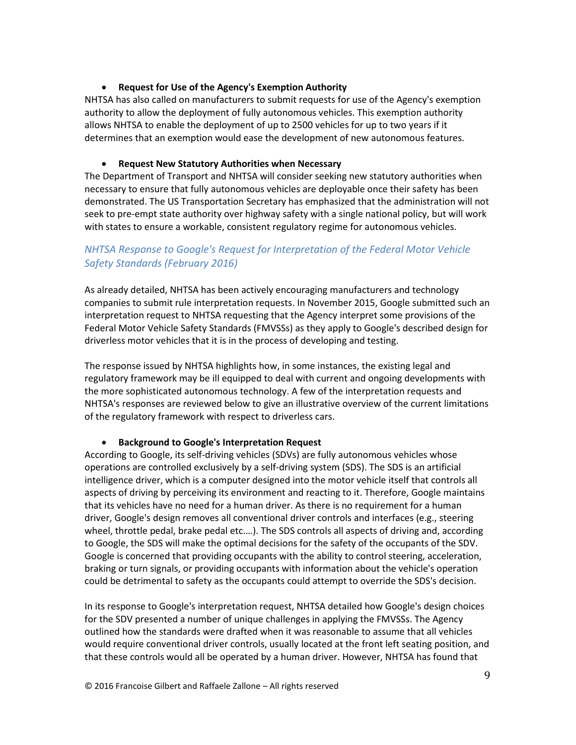- **Request for Use of the Agency's Exemption Authority**

NHTSA has also called on manufacturers to submit requests for use of the Agency's exemption authority to allow the deployment of fully autonomous vehicles. This exemption authority allows NHTSA to enable the deployment of up to 2500 vehicles for up to two years if it determines that an exemption would ease the development of new autonomous features.

- **Request New Statutory Authorities when Necessary**

The Department of Transport and NHTSA will consider seeking new statutory authorities when necessary to ensure that fully autonomous vehicles are deployable once their safety has been demonstrated. The US Transportation Secretary has emphasized that the administration will not seek to pre-empt state authority over highway safety with a single national policy, but will work with states to ensure a workable, consistent regulatory regime for autonomous vehicles.

### *NHTSA Response to Google's Request for Interpretation of the Federal Motor Vehicle Safety Standards (February 2016)*

As already detailed, NHTSA has been actively encouraging manufacturers and technology companies to submit rule interpretation requests. In November 2015, Google submitted such an interpretation request to NHTSA requesting that the Agency interpret some provisions of the Federal Motor Vehicle Safety Standards (FMVSSs) as they apply to Google's described design for driverless motor vehicles that it is in the process of developing and testing.

The response issued by NHTSA highlights how, in some instances, the existing legal and regulatory framework may be ill equipped to deal with current and ongoing developments with the more sophisticated autonomous technology. A few of the interpretation requests and NHTSA's responses are reviewed below to give an illustrative overview of the current limitations of the regulatory framework with respect to driverless cars.

- **Background to Google's Interpretation Request**

According to Google, its self-driving vehicles (SDVs) are fully autonomous vehicles whose operations are controlled exclusively by a self-driving system (SDS). The SDS is an artificial intelligence driver, which is a computer designed into the motor vehicle itself that controls all aspects of driving by perceiving its environment and reacting to it. Therefore, Google maintains that its vehicles have no need for a human driver. As there is no requirement for a human driver, Google's design removes all conventional driver controls and interfaces (e.g., steering wheel, throttle pedal, brake pedal etc.…). The SDS controls all aspects of driving and, according to Google, the SDS will make the optimal decisions for the safety of the occupants of the SDV. Google is concerned that providing occupants with the ability to control steering, acceleration, braking or turn signals, or providing occupants with information about the vehicle's operation could be detrimental to safety as the occupants could attempt to override the SDS's decision.

In its response to Google's interpretation request, NHTSA detailed how Google's design choices for the SDV presented a number of unique challenges in applying the FMVSSs. The Agency outlined how the standards were drafted when it was reasonable to assume that all vehicles would require conventional driver controls, usually located at the front left seating position, and that these controls would all be operated by a human driver. However, NHTSA has found that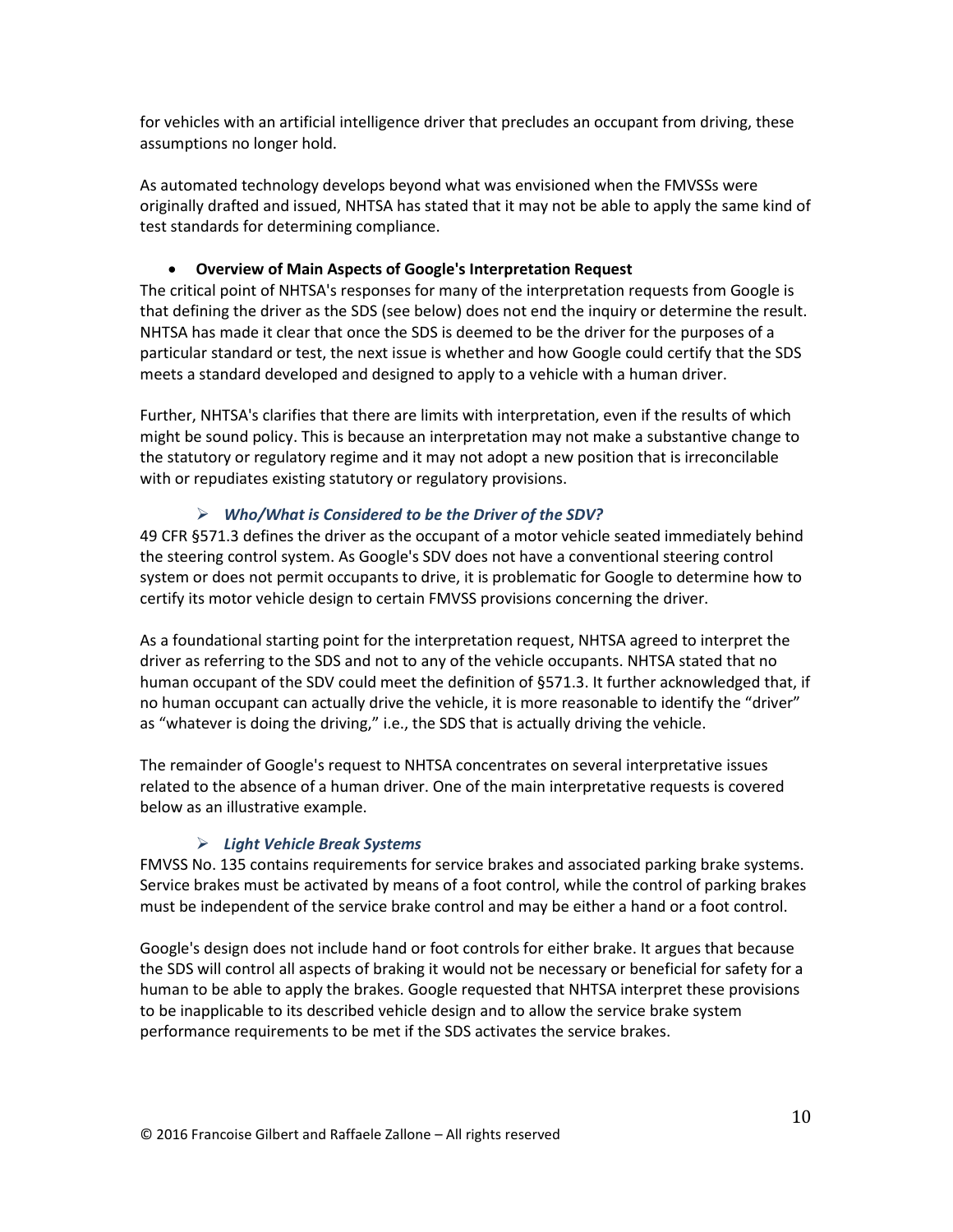for vehicles with an artificial intelligence driver that precludes an occupant from driving, these assumptions no longer hold.

As automated technology develops beyond what was envisioned when the FMVSSs were originally drafted and issued, NHTSA has stated that it may not be able to apply the same kind of test standards for determining compliance.

- **Overview of Main Aspects of Google's Interpretation Request**

The critical point of NHTSA's responses for many of the interpretation requests from Google is that defining the driver as the SDS (see below) does not end the inquiry or determine the result. NHTSA has made it clear that once the SDS is deemed to be the driver for the purposes of a particular standard or test, the next issue is whether and how Google could certify that the SDS meets a standard developed and designed to apply to a vehicle with a human driver.

Further, NHTSA's clarifies that there are limits with interpretation, even if the results of which might be sound policy. This is because an interpretation may not make a substantive change to the statutory or regulatory regime and it may not adopt a new position that is irreconcilable with or repudiates existing statutory or regulatory provisions.

- ***Who/What is Considered to be the Driver of the SDV?***

49 CFR §571.3 defines the driver as the occupant of a motor vehicle seated immediately behind the steering control system. As Google's SDV does not have a conventional steering control system or does not permit occupants to drive, it is problematic for Google to determine how to certify its motor vehicle design to certain FMVSS provisions concerning the driver.

As a foundational starting point for the interpretation request, NHTSA agreed to interpret the driver as referring to the SDS and not to any of the vehicle occupants. NHTSA stated that no human occupant of the SDV could meet the definition of §571.3. It further acknowledged that, if no human occupant can actually drive the vehicle, it is more reasonable to identify the "driver" as "whatever is doing the driving," i.e., the SDS that is actually driving the vehicle.

The remainder of Google's request to NHTSA concentrates on several interpretative issues related to the absence of a human driver. One of the main interpretative requests is covered below as an illustrative example.

- ***Light Vehicle Break Systems***

FMVSS No. 135 contains requirements for service brakes and associated parking brake systems. Service brakes must be activated by means of a foot control, while the control of parking brakes must be independent of the service brake control and may be either a hand or a foot control.

Google's design does not include hand or foot controls for either brake. It argues that because the SDS will control all aspects of braking it would not be necessary or beneficial for safety for a human to be able to apply the brakes. Google requested that NHTSA interpret these provisions to be inapplicable to its described vehicle design and to allow the service brake system performance requirements to be met if the SDS activates the service brakes.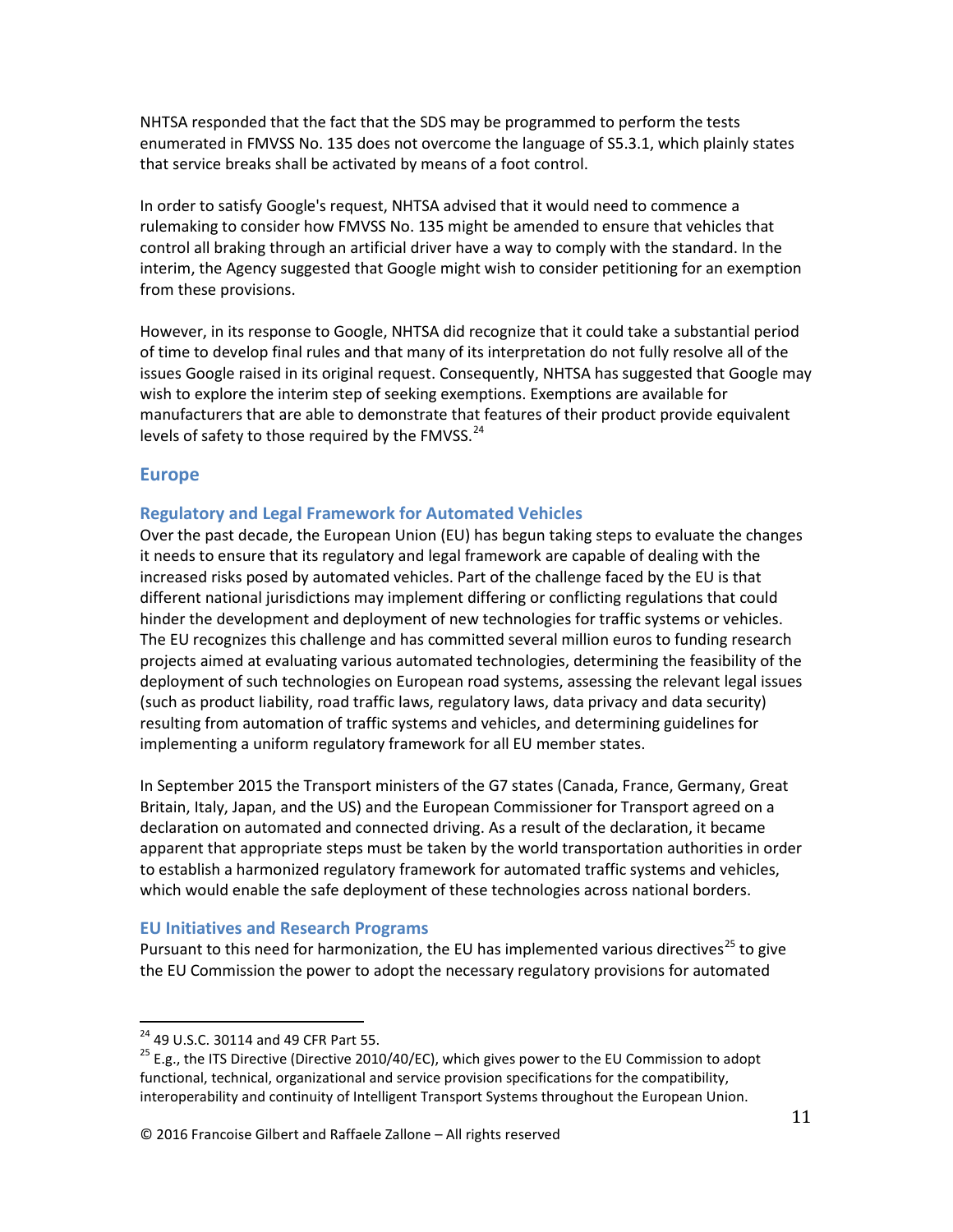NHTSA responded that the fact that the SDS may be programmed to perform the tests enumerated in FMVSS No. 135 does not overcome the language of S5.3.1, which plainly states that service breaks shall be activated by means of a foot control.

In order to satisfy Google's request, NHTSA advised that it would need to commence a rulemaking to consider how FMVSS No. 135 might be amended to ensure that vehicles that control all braking through an artificial driver have a way to comply with the standard. In the interim, the Agency suggested that Google might wish to consider petitioning for an exemption from these provisions.

However, in its response to Google, NHTSA did recognize that it could take a substantial period of time to develop final rules and that many of its interpretation do not fully resolve all of the issues Google raised in its original request. Consequently, NHTSA has suggested that Google may wish to explore the interim step of seeking exemptions. Exemptions are available for manufacturers that are able to demonstrate that features of their product provide equivalent levels of safety to those required by the FMVSS.[24]

## Europe

### Regulatory and Legal Framework for Automated Vehicles

Over the past decade, the European Union (EU) has begun taking steps to evaluate the changes it needs to ensure that its regulatory and legal framework are capable of dealing with the increased risks posed by automated vehicles. Part of the challenge faced by the EU is that different national jurisdictions may implement differing or conflicting regulations that could hinder the development and deployment of new technologies for traffic systems or vehicles. The EU recognizes this challenge and has committed several million euros to funding research projects aimed at evaluating various automated technologies, determining the feasibility of the deployment of such technologies on European road systems, assessing the relevant legal issues (such as product liability, road traffic laws, regulatory laws, data privacy and data security) resulting from automation of traffic systems and vehicles, and determining guidelines for implementing a uniform regulatory framework for all EU member states.

In September 2015 the Transport ministers of the G7 states (Canada, France, Germany, Great Britain, Italy, Japan, and the US) and the European Commissioner for Transport agreed on a declaration on automated and connected driving. As a result of the declaration, it became apparent that appropriate steps must be taken by the world transportation authorities in order to establish a harmonized regulatory framework for automated traffic systems and vehicles, which would enable the safe deployment of these technologies across national borders.

### EU Initiatives and Research Programs

Pursuant to this need for harmonization, the EU has implemented various directives[25] to give the EU Commission the power to adopt the necessary regulatory provisions for automated

---

[24] 49 U.S.C. 30114 and 49 CFR Part 55.

[25] E.g., the ITS Directive (Directive 2010/40/EC), which gives power to the EU Commission to adopt functional, technical, organizational and service provision specifications for the compatibility, interoperability and continuity of Intelligent Transport Systems throughout the European Union.

© 2016 Francoise Gilbert and Raffaele Zallone – All rights reserved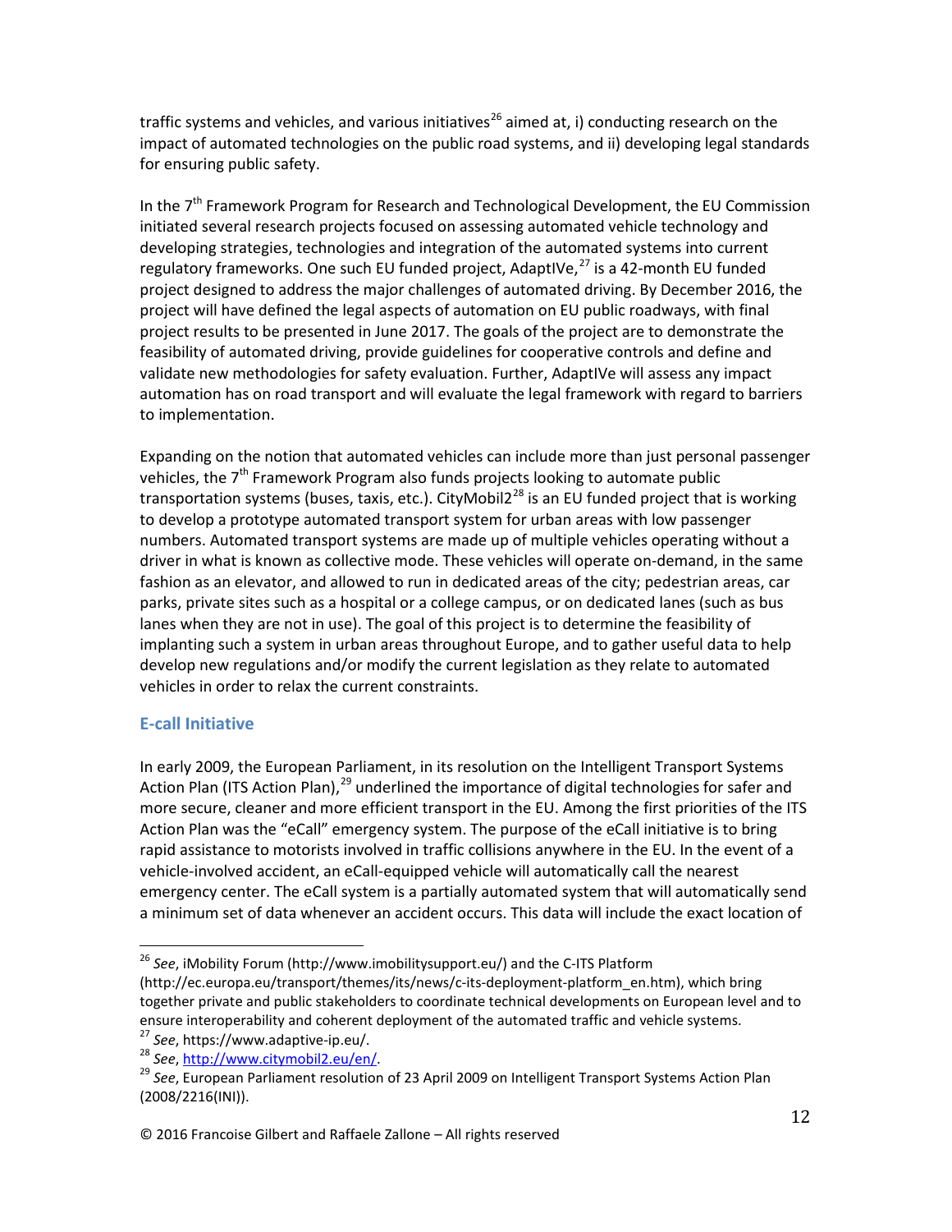traffic systems and vehicles, and various initiatives[26] aimed at, i) conducting research on the impact of automated technologies on the public road systems, and ii) developing legal standards for ensuring public safety.

In the 7th Framework Program for Research and Technological Development, the EU Commission initiated several research projects focused on assessing automated vehicle technology and developing strategies, technologies and integration of the automated systems into current regulatory frameworks. One such EU funded project, AdaptIVe,[27] is a 42-month EU funded project designed to address the major challenges of automated driving. By December 2016, the project will have defined the legal aspects of automation on EU public roadways, with final project results to be presented in June 2017. The goals of the project are to demonstrate the feasibility of automated driving, provide guidelines for cooperative controls and define and validate new methodologies for safety evaluation. Further, AdaptIVe will assess any impact automation has on road transport and will evaluate the legal framework with regard to barriers to implementation.

Expanding on the notion that automated vehicles can include more than just personal passenger vehicles, the 7th Framework Program also funds projects looking to automate public transportation systems (buses, taxis, etc.). CityMobil2[28] is an EU funded project that is working to develop a prototype automated transport system for urban areas with low passenger numbers. Automated transport systems are made up of multiple vehicles operating without a driver in what is known as collective mode. These vehicles will operate on-demand, in the same fashion as an elevator, and allowed to run in dedicated areas of the city; pedestrian areas, car parks, private sites such as a hospital or a college campus, or on dedicated lanes (such as bus lanes when they are not in use). The goal of this project is to determine the feasibility of implanting such a system in urban areas throughout Europe, and to gather useful data to help develop new regulations and/or modify the current legislation as they relate to automated vehicles in order to relax the current constraints.

### E-call Initiative

In early 2009, the European Parliament, in its resolution on the Intelligent Transport Systems Action Plan (ITS Action Plan),[29] underlined the importance of digital technologies for safer and more secure, cleaner and more efficient transport in the EU. Among the first priorities of the ITS Action Plan was the "eCall" emergency system. The purpose of the eCall initiative is to bring rapid assistance to motorists involved in traffic collisions anywhere in the EU. In the event of a vehicle-involved accident, an eCall-equipped vehicle will automatically call the nearest emergency center. The eCall system is a partially automated system that will automatically send a minimum set of data whenever an accident occurs. This data will include the exact location of

---

[26] *See*, iMobility Forum (http://www.imobilitysupport.eu/) and the C-ITS Platform (http://ec.europa.eu/transport/themes/its/news/c-its-deployment-platform_en.htm), which bring together private and public stakeholders to coordinate technical developments on European level and to ensure interoperability and coherent deployment of the automated traffic and vehicle systems.

[27] *See*, https://www.adaptive-ip.eu/.

[28] *See*, http://www.citymobil2.eu/en/.

[29] *See*, European Parliament resolution of 23 April 2009 on Intelligent Transport Systems Action Plan (2008/2216(INI)).

© 2016 Francoise Gilbert and Raffaele Zallone – All rights reserved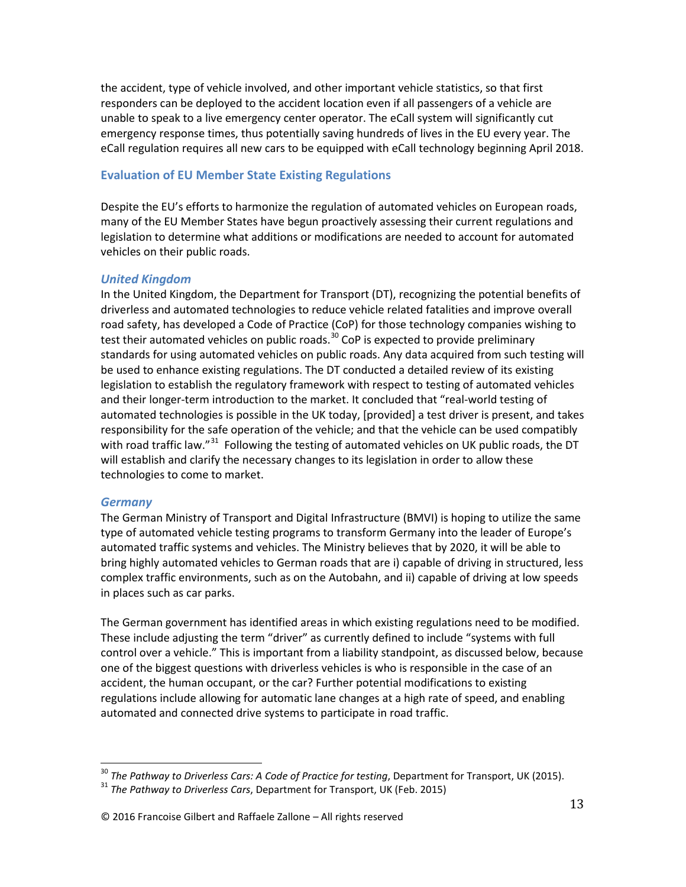the accident, type of vehicle involved, and other important vehicle statistics, so that first responders can be deployed to the accident location even if all passengers of a vehicle are unable to speak to a live emergency center operator. The eCall system will significantly cut emergency response times, thus potentially saving hundreds of lives in the EU every year. The eCall regulation requires all new cars to be equipped with eCall technology beginning April 2018.

## Evaluation of EU Member State Existing Regulations

Despite the EU's efforts to harmonize the regulation of automated vehicles on European roads, many of the EU Member States have begun proactively assessing their current regulations and legislation to determine what additions or modifications are needed to account for automated vehicles on their public roads.

### *United Kingdom*

In the United Kingdom, the Department for Transport (DT), recognizing the potential benefits of driverless and automated technologies to reduce vehicle related fatalities and improve overall road safety, has developed a Code of Practice (CoP) for those technology companies wishing to test their automated vehicles on public roads.[30] CoP is expected to provide preliminary standards for using automated vehicles on public roads. Any data acquired from such testing will be used to enhance existing regulations. The DT conducted a detailed review of its existing legislation to establish the regulatory framework with respect to testing of automated vehicles and their longer-term introduction to the market. It concluded that "real-world testing of automated technologies is possible in the UK today, [provided] a test driver is present, and takes responsibility for the safe operation of the vehicle; and that the vehicle can be used compatibly with road traffic law."[31] Following the testing of automated vehicles on UK public roads, the DT will establish and clarify the necessary changes to its legislation in order to allow these technologies to come to market.

### *Germany*

The German Ministry of Transport and Digital Infrastructure (BMVI) is hoping to utilize the same type of automated vehicle testing programs to transform Germany into the leader of Europe's automated traffic systems and vehicles. The Ministry believes that by 2020, it will be able to bring highly automated vehicles to German roads that are i) capable of driving in structured, less complex traffic environments, such as on the Autobahn, and ii) capable of driving at low speeds in places such as car parks.

The German government has identified areas in which existing regulations need to be modified. These include adjusting the term "driver" as currently defined to include "systems with full control over a vehicle." This is important from a liability standpoint, as discussed below, because one of the biggest questions with driverless vehicles is who is responsible in the case of an accident, the human occupant, or the car? Further potential modifications to existing regulations include allowing for automatic lane changes at a high rate of speed, and enabling automated and connected drive systems to participate in road traffic.

---

[30] *The Pathway to Driverless Cars: A Code of Practice for testing*, Department for Transport, UK (2015).

[31] *The Pathway to Driverless Cars*, Department for Transport, UK (Feb. 2015)

© 2016 Francoise Gilbert and Raffaele Zallone – All rights reserved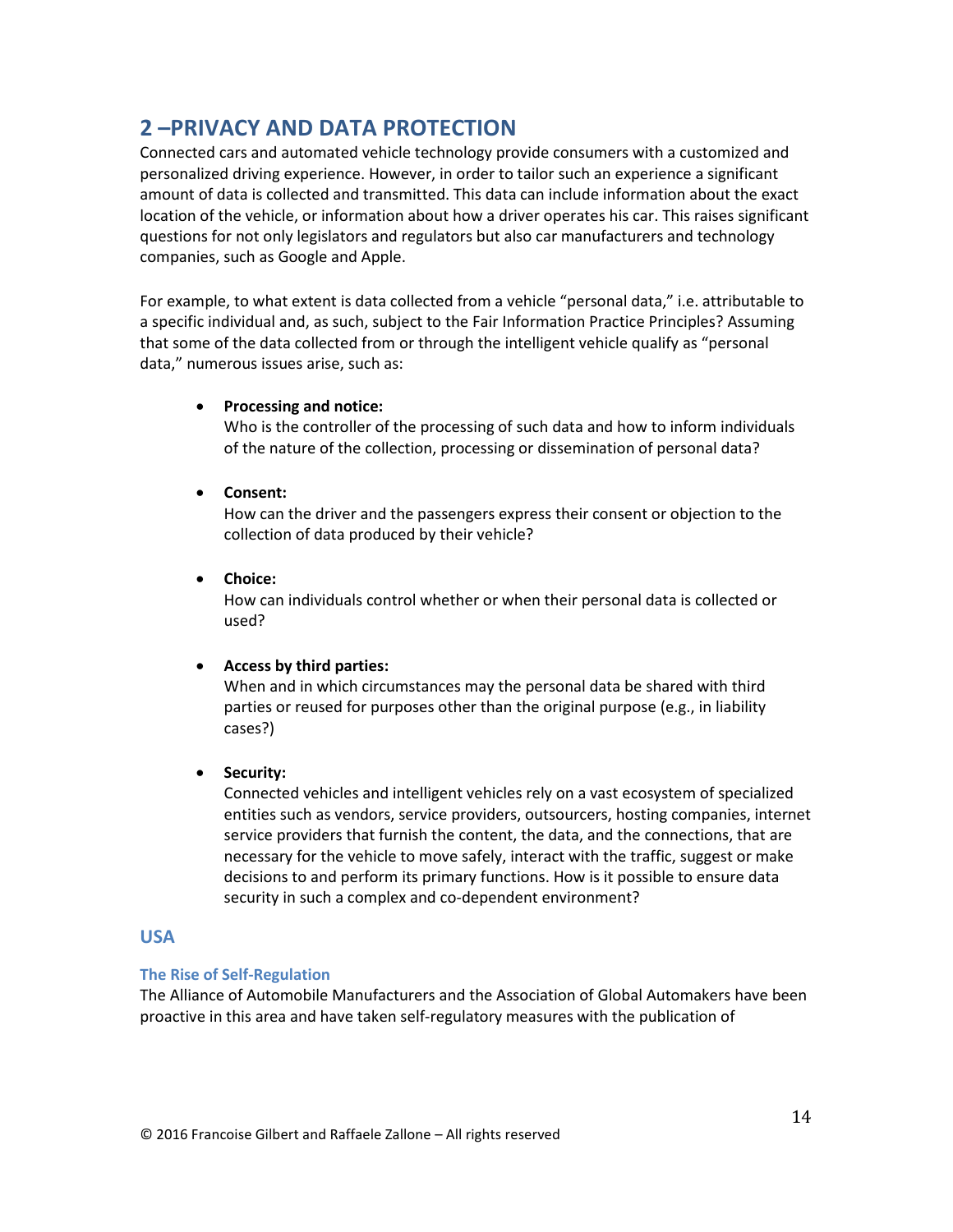## 2 –PRIVACY AND DATA PROTECTION

Connected cars and automated vehicle technology provide consumers with a customized and personalized driving experience. However, in order to tailor such an experience a significant amount of data is collected and transmitted. This data can include information about the exact location of the vehicle, or information about how a driver operates his car. This raises significant questions for not only legislators and regulators but also car manufacturers and technology companies, such as Google and Apple.

For example, to what extent is data collected from a vehicle "personal data," i.e. attributable to a specific individual and, as such, subject to the Fair Information Practice Principles? Assuming that some of the data collected from or through the intelligent vehicle qualify as "personal data," numerous issues arise, such as:

- **Processing and notice:**
  Who is the controller of the processing of such data and how to inform individuals of the nature of the collection, processing or dissemination of personal data?

- **Consent:**
  How can the driver and the passengers express their consent or objection to the collection of data produced by their vehicle?

- **Choice:**
  How can individuals control whether or when their personal data is collected or used?

- **Access by third parties:**
  When and in which circumstances may the personal data be shared with third parties or reused for purposes other than the original purpose (e.g., in liability cases?)

- **Security:**
  Connected vehicles and intelligent vehicles rely on a vast ecosystem of specialized entities such as vendors, service providers, outsourcers, hosting companies, internet service providers that furnish the content, the data, and the connections, that are necessary for the vehicle to move safely, interact with the traffic, suggest or make decisions to and perform its primary functions. How is it possible to ensure data security in such a complex and co-dependent environment?

### USA

#### The Rise of Self-Regulation

The Alliance of Automobile Manufacturers and the Association of Global Automakers have been proactive in this area and have taken self-regulatory measures with the publication of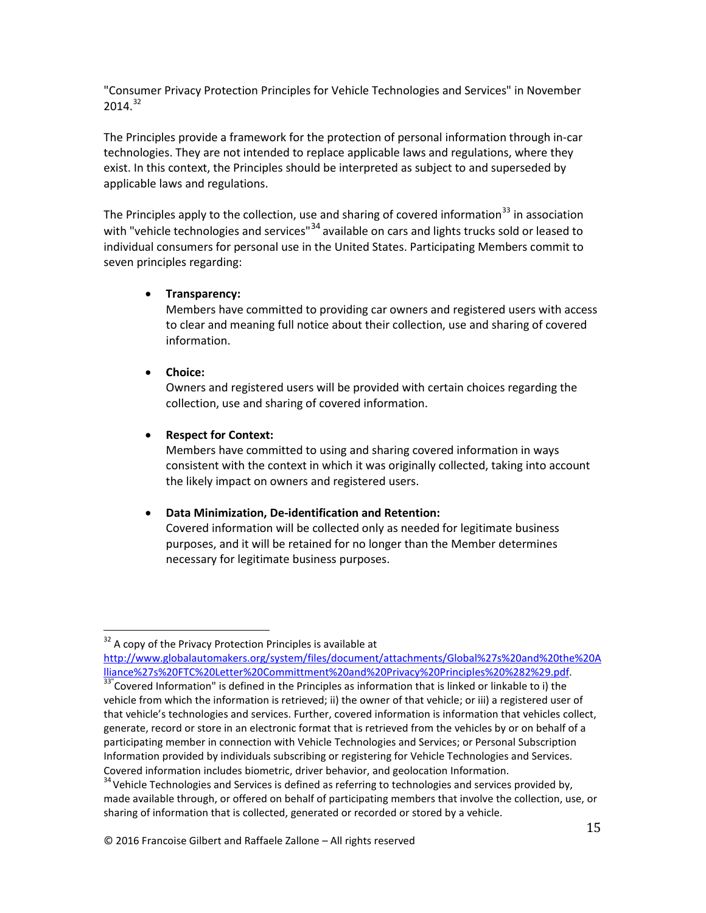"Consumer Privacy Protection Principles for Vehicle Technologies and Services" in November 2014.[32]

The Principles provide a framework for the protection of personal information through in-car technologies. They are not intended to replace applicable laws and regulations, where they exist. In this context, the Principles should be interpreted as subject to and superseded by applicable laws and regulations.

The Principles apply to the collection, use and sharing of covered information[33] in association with "vehicle technologies and services"[34] available on cars and lights trucks sold or leased to individual consumers for personal use in the United States. Participating Members commit to seven principles regarding:

- **Transparency:**
  Members have committed to providing car owners and registered users with access to clear and meaning full notice about their collection, use and sharing of covered information.

- **Choice:**
  Owners and registered users will be provided with certain choices regarding the collection, use and sharing of covered information.

- **Respect for Context:**
  Members have committed to using and sharing covered information in ways consistent with the context in which it was originally collected, taking into account the likely impact on owners and registered users.

- **Data Minimization, De-identification and Retention:**
  Covered information will be collected only as needed for legitimate business purposes, and it will be retained for no longer than the Member determines necessary for legitimate business purposes.

---

[32] A copy of the Privacy Protection Principles is available at http://www.globalautomakers.org/system/files/document/attachments/Global%27s%20and%20the%20Alliance%27s%20FTC%20Letter%20Committment%20and%20Privacy%20Principles%20%282%29.pdf.

[33] "Covered Information" is defined in the Principles as information that is linked or linkable to i) the vehicle from which the information is retrieved; ii) the owner of that vehicle; or iii) a registered user of that vehicle's technologies and services. Further, covered information is information that vehicles collect, generate, record or store in an electronic format that is retrieved from the vehicles by or on behalf of a participating member in connection with Vehicle Technologies and Services; or Personal Subscription Information provided by individuals subscribing or registering for Vehicle Technologies and Services. Covered information includes biometric, driver behavior, and geolocation Information.

[34] Vehicle Technologies and Services is defined as referring to technologies and services provided by, made available through, or offered on behalf of participating members that involve the collection, use, or sharing of information that is collected, generated or recorded or stored by a vehicle.

© 2016 Francoise Gilbert and Raffaele Zallone – All rights reserved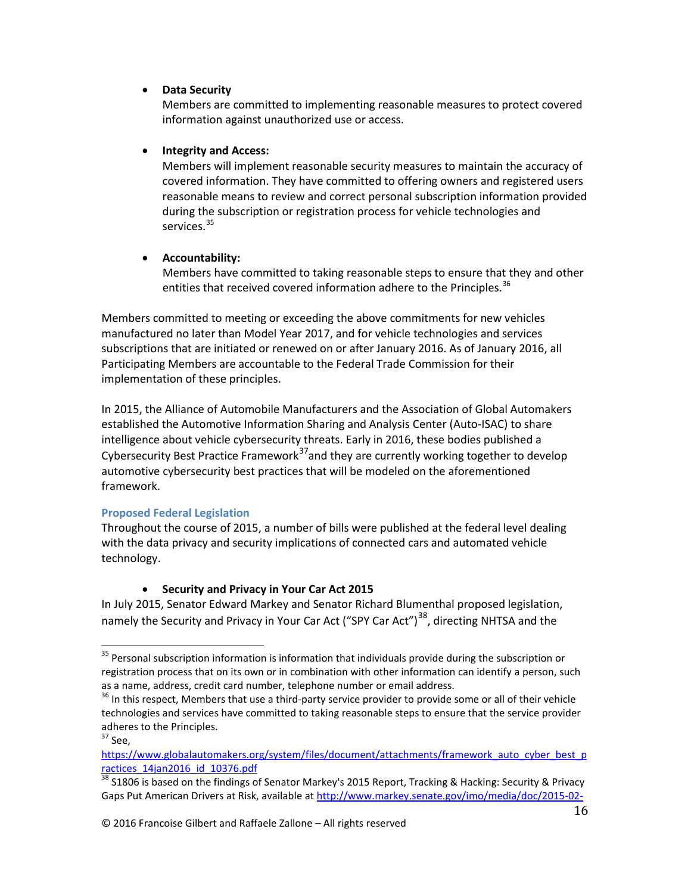- **Data Security**
  Members are committed to implementing reasonable measures to protect covered information against unauthorized use or access.

- **Integrity and Access:**
  Members will implement reasonable security measures to maintain the accuracy of covered information. They have committed to offering owners and registered users reasonable means to review and correct personal subscription information provided during the subscription or registration process for vehicle technologies and services.[35]

- **Accountability:**
  Members have committed to taking reasonable steps to ensure that they and other entities that received covered information adhere to the Principles.[36]

Members committed to meeting or exceeding the above commitments for new vehicles manufactured no later than Model Year 2017, and for vehicle technologies and services subscriptions that are initiated or renewed on or after January 2016. As of January 2016, all Participating Members are accountable to the Federal Trade Commission for their implementation of these principles.

In 2015, the Alliance of Automobile Manufacturers and the Association of Global Automakers established the Automotive Information Sharing and Analysis Center (Auto-ISAC) to share intelligence about vehicle cybersecurity threats. Early in 2016, these bodies published a Cybersecurity Best Practice Framework[37] and they are currently working together to develop automotive cybersecurity best practices that will be modeled on the aforementioned framework.

### Proposed Federal Legislation

Throughout the course of 2015, a number of bills were published at the federal level dealing with the data privacy and security implications of connected cars and automated vehicle technology.

- **Security and Privacy in Your Car Act 2015**

In July 2015, Senator Edward Markey and Senator Richard Blumenthal proposed legislation, namely the Security and Privacy in Your Car Act ("SPY Car Act")[38], directing NHTSA and the

---

[35] Personal subscription information is information that individuals provide during the subscription or registration process that on its own or in combination with other information can identify a person, such as a name, address, credit card number, telephone number or email address.

[36] In this respect, Members that use a third-party service provider to provide some or all of their vehicle technologies and services have committed to taking reasonable steps to ensure that the service provider adheres to the Principles.

[37] See, https://www.globalautomakers.org/system/files/document/attachments/framework_auto_cyber_best_practices_14jan2016_id_10376.pdf

[38] S1806 is based on the findings of Senator Markey's 2015 Report, Tracking & Hacking: Security & Privacy Gaps Put American Drivers at Risk, available at http://www.markey.senate.gov/imo/media/doc/2015-02-

© 2016 Francoise Gilbert and Raffaele Zallone – All rights reserved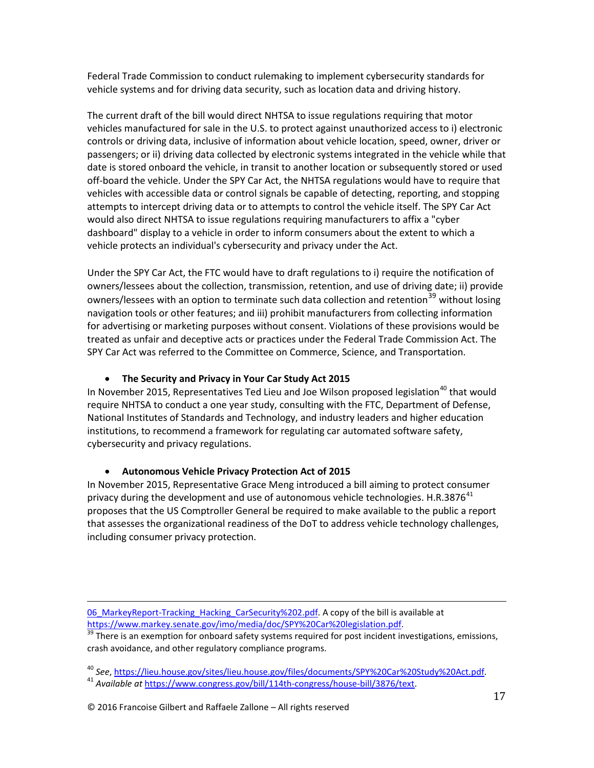Federal Trade Commission to conduct rulemaking to implement cybersecurity standards for vehicle systems and for driving data security, such as location data and driving history.

The current draft of the bill would direct NHTSA to issue regulations requiring that motor vehicles manufactured for sale in the U.S. to protect against unauthorized access to i) electronic controls or driving data, inclusive of information about vehicle location, speed, owner, driver or passengers; or ii) driving data collected by electronic systems integrated in the vehicle while that date is stored onboard the vehicle, in transit to another location or subsequently stored or used off-board the vehicle. Under the SPY Car Act, the NHTSA regulations would have to require that vehicles with accessible data or control signals be capable of detecting, reporting, and stopping attempts to intercept driving data or to attempts to control the vehicle itself. The SPY Car Act would also direct NHTSA to issue regulations requiring manufacturers to affix a "cyber dashboard" display to a vehicle in order to inform consumers about the extent to which a vehicle protects an individual's cybersecurity and privacy under the Act.

Under the SPY Car Act, the FTC would have to draft regulations to i) require the notification of owners/lessees about the collection, transmission, retention, and use of driving date; ii) provide owners/lessees with an option to terminate such data collection and retention[39] without losing navigation tools or other features; and iii) prohibit manufacturers from collecting information for advertising or marketing purposes without consent. Violations of these provisions would be treated as unfair and deceptive acts or practices under the Federal Trade Commission Act. The SPY Car Act was referred to the Committee on Commerce, Science, and Transportation.

- **The Security and Privacy in Your Car Study Act 2015**

In November 2015, Representatives Ted Lieu and Joe Wilson proposed legislation[40] that would require NHTSA to conduct a one year study, consulting with the FTC, Department of Defense, National Institutes of Standards and Technology, and industry leaders and higher education institutions, to recommend a framework for regulating car automated software safety, cybersecurity and privacy regulations.

- **Autonomous Vehicle Privacy Protection Act of 2015**

In November 2015, Representative Grace Meng introduced a bill aiming to protect consumer privacy during the development and use of autonomous vehicle technologies. H.R.3876[41] proposes that the US Comptroller General be required to make available to the public a report that assesses the organizational readiness of the DoT to address vehicle technology challenges, including consumer privacy protection.

---

06_MarkeyReport-Tracking_Hacking_CarSecurity%202.pdf. A copy of the bill is available at https://www.markey.senate.gov/imo/media/doc/SPY%20Car%20legislation.pdf.

[39] There is an exemption for onboard safety systems required for post incident investigations, emissions, crash avoidance, and other regulatory compliance programs.

[40] *See*, https://lieu.house.gov/sites/lieu.house.gov/files/documents/SPY%20Car%20Study%20Act.pdf.

[41] *Available at* https://www.congress.gov/bill/114th-congress/house-bill/3876/text.

© 2016 Francoise Gilbert and Raffaele Zallone – All rights reserved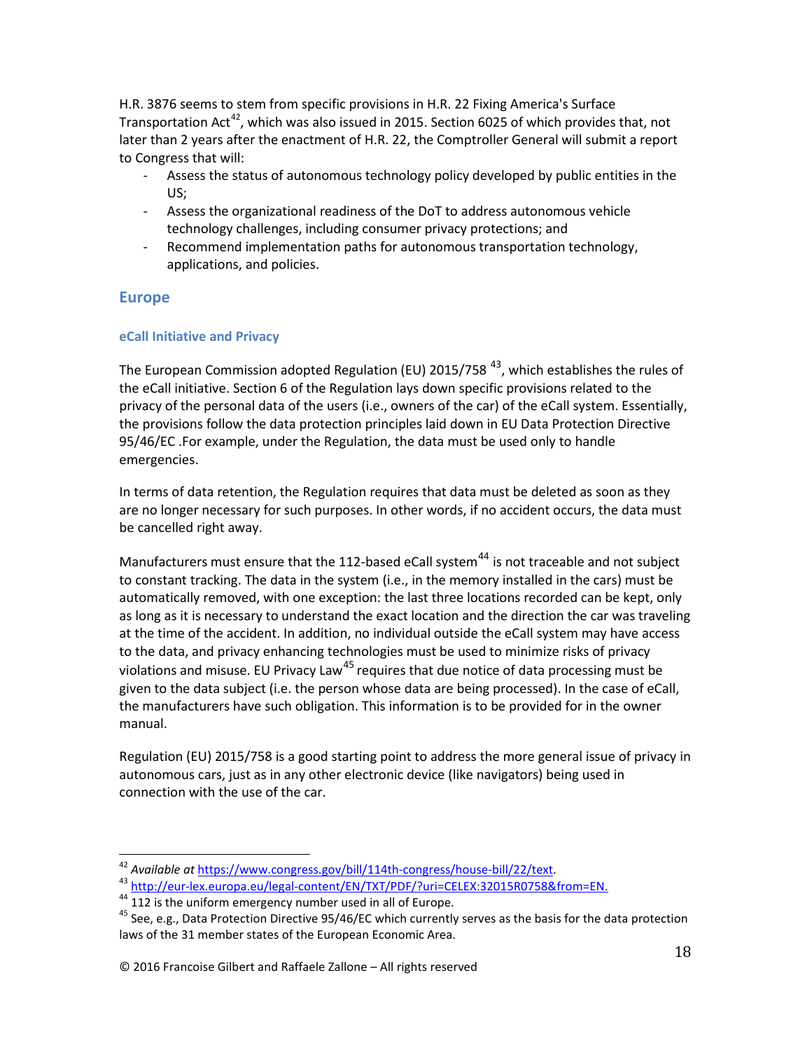H.R. 3876 seems to stem from specific provisions in H.R. 22 Fixing America's Surface Transportation Act[42], which was also issued in 2015. Section 6025 of which provides that, not later than 2 years after the enactment of H.R. 22, the Comptroller General will submit a report to Congress that will:

- Assess the status of autonomous technology policy developed by public entities in the US;
- Assess the organizational readiness of the DoT to address autonomous vehicle technology challenges, including consumer privacy protections; and
- Recommend implementation paths for autonomous transportation technology, applications, and policies.

## Europe

### eCall Initiative and Privacy

The European Commission adopted Regulation (EU) 2015/758 [43], which establishes the rules of the eCall initiative. Section 6 of the Regulation lays down specific provisions related to the privacy of the personal data of the users (i.e., owners of the car) of the eCall system. Essentially, the provisions follow the data protection principles laid down in EU Data Protection Directive 95/46/EC .For example, under the Regulation, the data must be used only to handle emergencies.

In terms of data retention, the Regulation requires that data must be deleted as soon as they are no longer necessary for such purposes. In other words, if no accident occurs, the data must be cancelled right away.

Manufacturers must ensure that the 112-based eCall system[44] is not traceable and not subject to constant tracking. The data in the system (i.e., in the memory installed in the cars) must be automatically removed, with one exception: the last three locations recorded can be kept, only as long as it is necessary to understand the exact location and the direction the car was traveling at the time of the accident. In addition, no individual outside the eCall system may have access to the data, and privacy enhancing technologies must be used to minimize risks of privacy violations and misuse. EU Privacy Law[45] requires that due notice of data processing must be given to the data subject (i.e. the person whose data are being processed). In the case of eCall, the manufacturers have such obligation. This information is to be provided for in the owner manual.

Regulation (EU) 2015/758 is a good starting point to address the more general issue of privacy in autonomous cars, just as in any other electronic device (like navigators) being used in connection with the use of the car.

---

[42] *Available at* https://www.congress.gov/bill/114th-congress/house-bill/22/text.

[43] http://eur-lex.europa.eu/legal-content/EN/TXT/PDF/?uri=CELEX:32015R0758&from=EN.

[44] 112 is the uniform emergency number used in all of Europe.

[45] See, e.g., Data Protection Directive 95/46/EC which currently serves as the basis for the data protection laws of the 31 member states of the European Economic Area.

© 2016 Francoise Gilbert and Raffaele Zallone – All rights reserved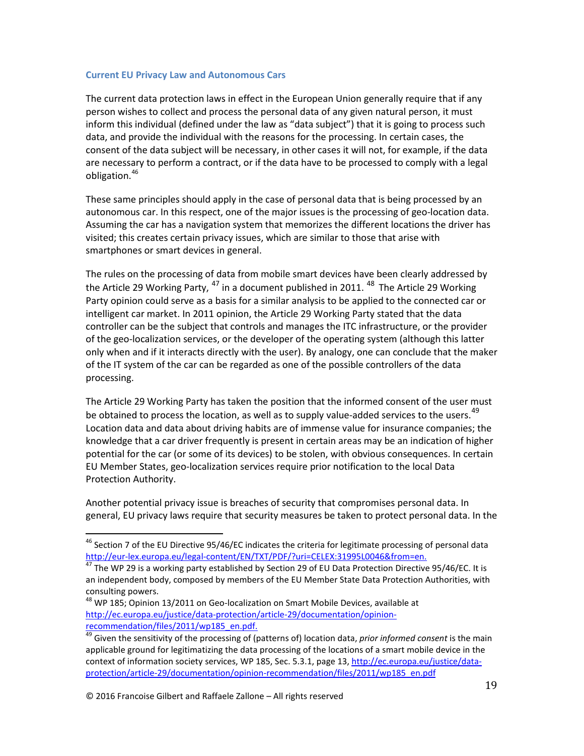### Current EU Privacy Law and Autonomous Cars

The current data protection laws in effect in the European Union generally require that if any person wishes to collect and process the personal data of any given natural person, it must inform this individual (defined under the law as "data subject") that it is going to process such data, and provide the individual with the reasons for the processing. In certain cases, the consent of the data subject will be necessary, in other cases it will not, for example, if the data are necessary to perform a contract, or if the data have to be processed to comply with a legal obligation.[46]

These same principles should apply in the case of personal data that is being processed by an autonomous car. In this respect, one of the major issues is the processing of geo-location data. Assuming the car has a navigation system that memorizes the different locations the driver has visited; this creates certain privacy issues, which are similar to those that arise with smartphones or smart devices in general.

The rules on the processing of data from mobile smart devices have been clearly addressed by the Article 29 Working Party, [47] in a document published in 2011. [48] The Article 29 Working Party opinion could serve as a basis for a similar analysis to be applied to the connected car or intelligent car market. In 2011 opinion, the Article 29 Working Party stated that the data controller can be the subject that controls and manages the ITC infrastructure, or the provider of the geo-localization services, or the developer of the operating system (although this latter only when and if it interacts directly with the user). By analogy, one can conclude that the maker of the IT system of the car can be regarded as one of the possible controllers of the data processing.

The Article 29 Working Party has taken the position that the informed consent of the user must be obtained to process the location, as well as to supply value-added services to the users.[49] Location data and data about driving habits are of immense value for insurance companies; the knowledge that a car driver frequently is present in certain areas may be an indication of higher potential for the car (or some of its devices) to be stolen, with obvious consequences. In certain EU Member States, geo-localization services require prior notification to the local Data Protection Authority.

Another potential privacy issue is breaches of security that compromises personal data. In general, EU privacy laws require that security measures be taken to protect personal data. In the

---

[46] Section 7 of the EU Directive 95/46/EC indicates the criteria for legitimate processing of personal data http://eur-lex.europa.eu/legal-content/EN/TXT/PDF/?uri=CELEX:31995L0046&from=en.

[47] The WP 29 is a working party established by Section 29 of EU Data Protection Directive 95/46/EC. It is an independent body, composed by members of the EU Member State Data Protection Authorities, with consulting powers.

[48] WP 185; Opinion 13/2011 on Geo-localization on Smart Mobile Devices, available at http://ec.europa.eu/justice/data-protection/article-29/documentation/opinion-recommendation/files/2011/wp185_en.pdf.

[49] Given the sensitivity of the processing of (patterns of) location data, *prior informed consent* is the main applicable ground for legitimizing the data processing of the locations of a smart mobile device in the context of information society services, WP 185, Sec. 5.3.1, page 13, http://ec.europa.eu/justice/data-protection/article-29/documentation/opinion-recommendation/files/2011/wp185_en.pdf

© 2016 Francoise Gilbert and Raffaele Zallone – All rights reserved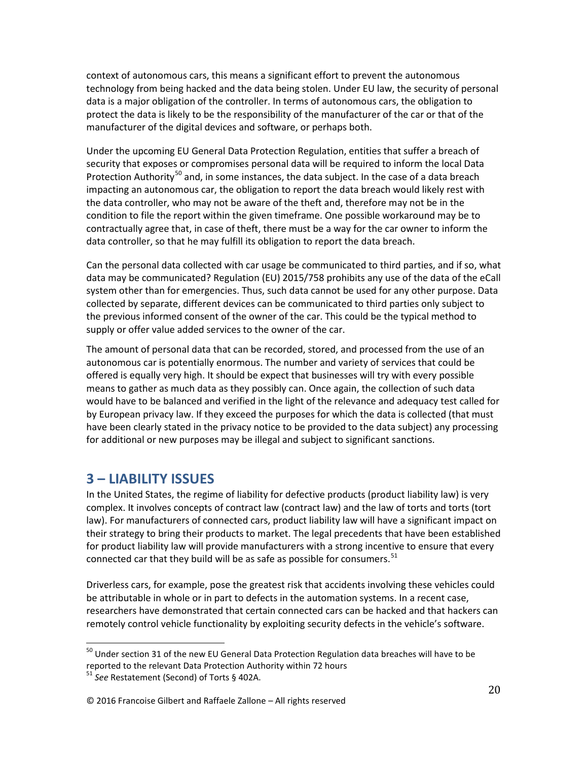context of autonomous cars, this means a significant effort to prevent the autonomous technology from being hacked and the data being stolen. Under EU law, the security of personal data is a major obligation of the controller. In terms of autonomous cars, the obligation to protect the data is likely to be the responsibility of the manufacturer of the car or that of the manufacturer of the digital devices and software, or perhaps both.

Under the upcoming EU General Data Protection Regulation, entities that suffer a breach of security that exposes or compromises personal data will be required to inform the local Data Protection Authority[50] and, in some instances, the data subject. In the case of a data breach impacting an autonomous car, the obligation to report the data breach would likely rest with the data controller, who may not be aware of the theft and, therefore may not be in the condition to file the report within the given timeframe. One possible workaround may be to contractually agree that, in case of theft, there must be a way for the car owner to inform the data controller, so that he may fulfill its obligation to report the data breach.

Can the personal data collected with car usage be communicated to third parties, and if so, what data may be communicated? Regulation (EU) 2015/758 prohibits any use of the data of the eCall system other than for emergencies. Thus, such data cannot be used for any other purpose. Data collected by separate, different devices can be communicated to third parties only subject to the previous informed consent of the owner of the car. This could be the typical method to supply or offer value added services to the owner of the car.

The amount of personal data that can be recorded, stored, and processed from the use of an autonomous car is potentially enormous. The number and variety of services that could be offered is equally very high. It should be expect that businesses will try with every possible means to gather as much data as they possibly can. Once again, the collection of such data would have to be balanced and verified in the light of the relevance and adequacy test called for by European privacy law. If they exceed the purposes for which the data is collected (that must have been clearly stated in the privacy notice to be provided to the data subject) any processing for additional or new purposes may be illegal and subject to significant sanctions.

## 3 – LIABILITY ISSUES

In the United States, the regime of liability for defective products (product liability law) is very complex. It involves concepts of contract law (contract law) and the law of torts and torts (tort law). For manufacturers of connected cars, product liability law will have a significant impact on their strategy to bring their products to market. The legal precedents that have been established for product liability law will provide manufacturers with a strong incentive to ensure that every connected car that they build will be as safe as possible for consumers.[51]

Driverless cars, for example, pose the greatest risk that accidents involving these vehicles could be attributable in whole or in part to defects in the automation systems. In a recent case, researchers have demonstrated that certain connected cars can be hacked and that hackers can remotely control vehicle functionality by exploiting security defects in the vehicle's software.

[50] Under section 31 of the new EU General Data Protection Regulation data breaches will have to be reported to the relevant Data Protection Authority within 72 hours

[51] *See* Restatement (Second) of Torts § 402A.

© 2016 Francoise Gilbert and Raffaele Zallone – All rights reserved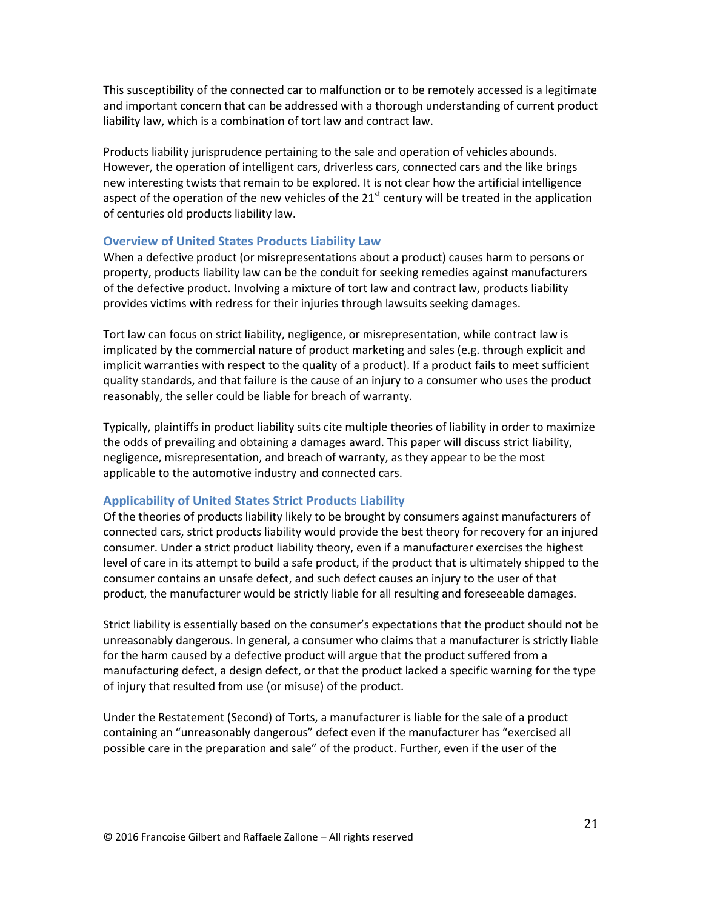This susceptibility of the connected car to malfunction or to be remotely accessed is a legitimate and important concern that can be addressed with a thorough understanding of current product liability law, which is a combination of tort law and contract law.

Products liability jurisprudence pertaining to the sale and operation of vehicles abounds. However, the operation of intelligent cars, driverless cars, connected cars and the like brings new interesting twists that remain to be explored. It is not clear how the artificial intelligence aspect of the operation of the new vehicles of the 21st century will be treated in the application of centuries old products liability law.

### Overview of United States Products Liability Law

When a defective product (or misrepresentations about a product) causes harm to persons or property, products liability law can be the conduit for seeking remedies against manufacturers of the defective product. Involving a mixture of tort law and contract law, products liability provides victims with redress for their injuries through lawsuits seeking damages.

Tort law can focus on strict liability, negligence, or misrepresentation, while contract law is implicated by the commercial nature of product marketing and sales (e.g. through explicit and implicit warranties with respect to the quality of a product). If a product fails to meet sufficient quality standards, and that failure is the cause of an injury to a consumer who uses the product reasonably, the seller could be liable for breach of warranty.

Typically, plaintiffs in product liability suits cite multiple theories of liability in order to maximize the odds of prevailing and obtaining a damages award. This paper will discuss strict liability, negligence, misrepresentation, and breach of warranty, as they appear to be the most applicable to the automotive industry and connected cars.

### Applicability of United States Strict Products Liability

Of the theories of products liability likely to be brought by consumers against manufacturers of connected cars, strict products liability would provide the best theory for recovery for an injured consumer. Under a strict product liability theory, even if a manufacturer exercises the highest level of care in its attempt to build a safe product, if the product that is ultimately shipped to the consumer contains an unsafe defect, and such defect causes an injury to the user of that product, the manufacturer would be strictly liable for all resulting and foreseeable damages.

Strict liability is essentially based on the consumer's expectations that the product should not be unreasonably dangerous. In general, a consumer who claims that a manufacturer is strictly liable for the harm caused by a defective product will argue that the product suffered from a manufacturing defect, a design defect, or that the product lacked a specific warning for the type of injury that resulted from use (or misuse) of the product.

Under the Restatement (Second) of Torts, a manufacturer is liable for the sale of a product containing an "unreasonably dangerous" defect even if the manufacturer has "exercised all possible care in the preparation and sale" of the product. Further, even if the user of the

© 2016 Francoise Gilbert and Raffaele Zallone – All rights reserved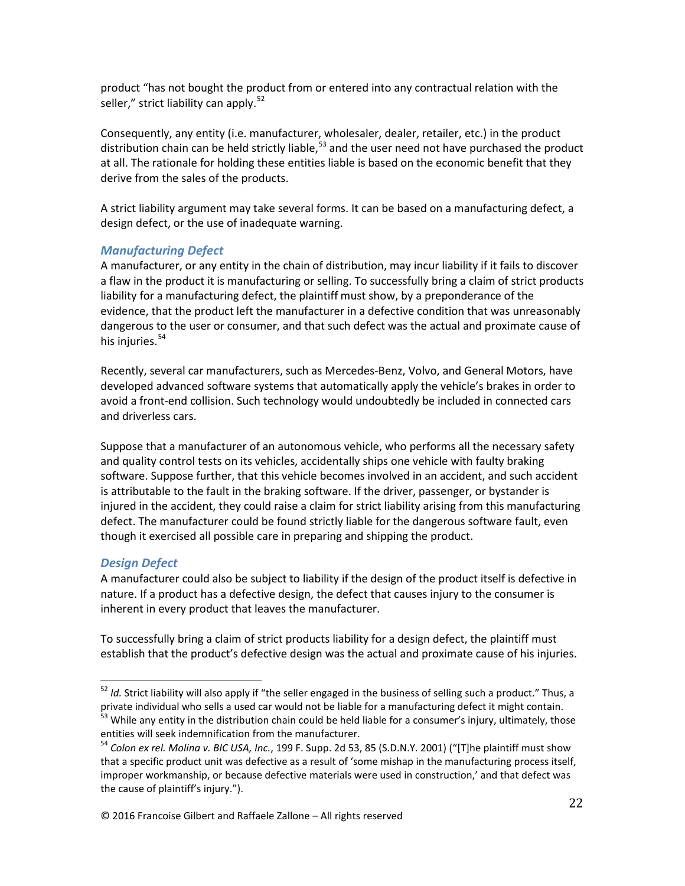product "has not bought the product from or entered into any contractual relation with the seller," strict liability can apply.[52]

Consequently, any entity (i.e. manufacturer, wholesaler, dealer, retailer, etc.) in the product distribution chain can be held strictly liable,[53] and the user need not have purchased the product at all. The rationale for holding these entities liable is based on the economic benefit that they derive from the sales of the products.

A strict liability argument may take several forms. It can be based on a manufacturing defect, a design defect, or the use of inadequate warning.

### *Manufacturing Defect*

A manufacturer, or any entity in the chain of distribution, may incur liability if it fails to discover a flaw in the product it is manufacturing or selling. To successfully bring a claim of strict products liability for a manufacturing defect, the plaintiff must show, by a preponderance of the evidence, that the product left the manufacturer in a defective condition that was unreasonably dangerous to the user or consumer, and that such defect was the actual and proximate cause of his injuries.[54]

Recently, several car manufacturers, such as Mercedes-Benz, Volvo, and General Motors, have developed advanced software systems that automatically apply the vehicle's brakes in order to avoid a front-end collision. Such technology would undoubtedly be included in connected cars and driverless cars.

Suppose that a manufacturer of an autonomous vehicle, who performs all the necessary safety and quality control tests on its vehicles, accidentally ships one vehicle with faulty braking software. Suppose further, that this vehicle becomes involved in an accident, and such accident is attributable to the fault in the braking software. If the driver, passenger, or bystander is injured in the accident, they could raise a claim for strict liability arising from this manufacturing defect. The manufacturer could be found strictly liable for the dangerous software fault, even though it exercised all possible care in preparing and shipping the product.

### *Design Defect*

A manufacturer could also be subject to liability if the design of the product itself is defective in nature. If a product has a defective design, the defect that causes injury to the consumer is inherent in every product that leaves the manufacturer.

To successfully bring a claim of strict products liability for a design defect, the plaintiff must establish that the product's defective design was the actual and proximate cause of his injuries.

---

[52] *Id.* Strict liability will also apply if "the seller engaged in the business of selling such a product." Thus, a private individual who sells a used car would not be liable for a manufacturing defect it might contain.

[53] While any entity in the distribution chain could be held liable for a consumer's injury, ultimately, those entities will seek indemnification from the manufacturer.

[54] *Colon ex rel. Molina v. BIC USA, Inc.*, 199 F. Supp. 2d 53, 85 (S.D.N.Y. 2001) ("[T]he plaintiff must show that a specific product unit was defective as a result of 'some mishap in the manufacturing process itself, improper workmanship, or because defective materials were used in construction,' and that defect was the cause of plaintiff's injury.").

© 2016 Francoise Gilbert and Raffaele Zallone – All rights reserved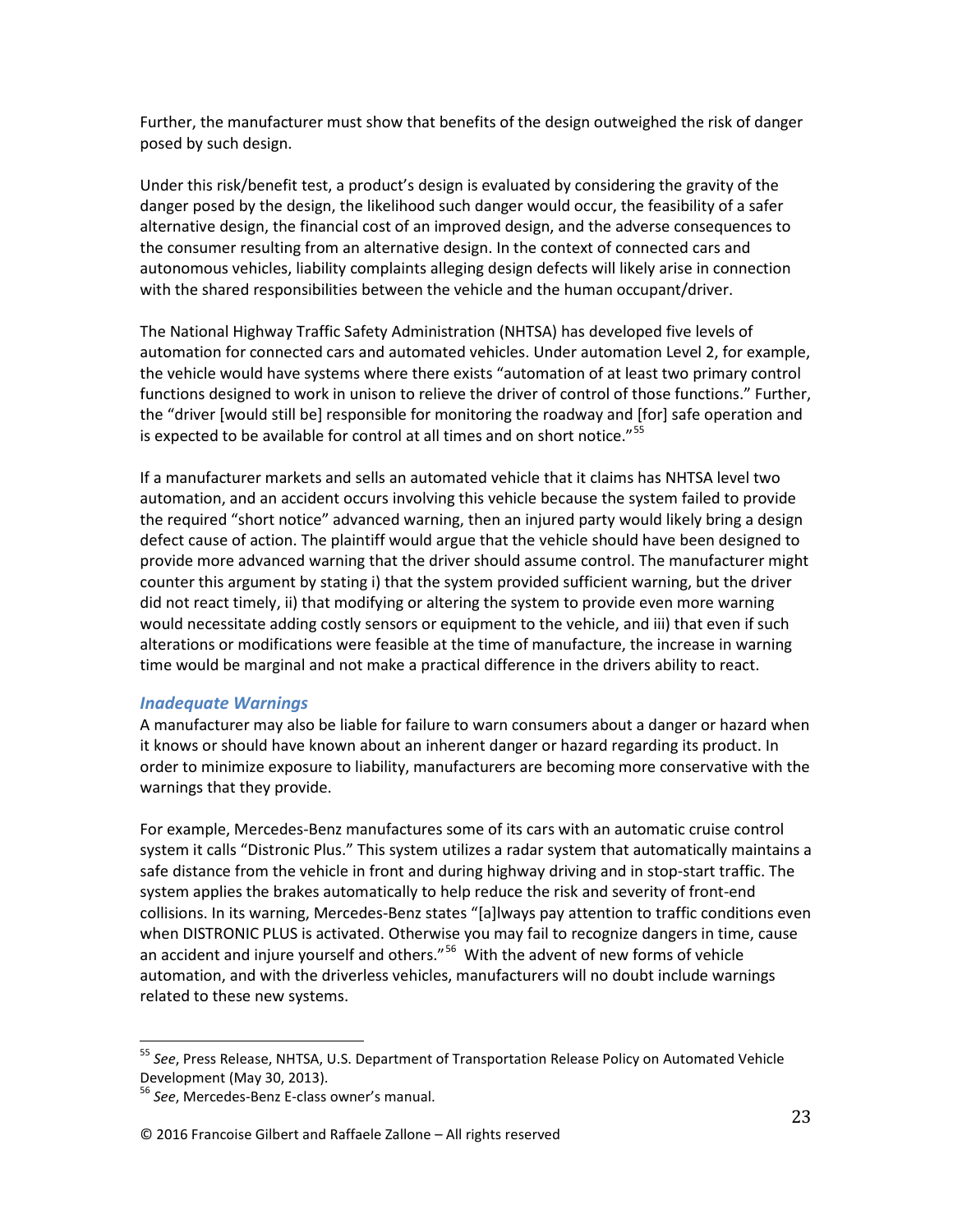Further, the manufacturer must show that benefits of the design outweighed the risk of danger posed by such design.

Under this risk/benefit test, a product's design is evaluated by considering the gravity of the danger posed by the design, the likelihood such danger would occur, the feasibility of a safer alternative design, the financial cost of an improved design, and the adverse consequences to the consumer resulting from an alternative design. In the context of connected cars and autonomous vehicles, liability complaints alleging design defects will likely arise in connection with the shared responsibilities between the vehicle and the human occupant/driver.

The National Highway Traffic Safety Administration (NHTSA) has developed five levels of automation for connected cars and automated vehicles. Under automation Level 2, for example, the vehicle would have systems where there exists "automation of at least two primary control functions designed to work in unison to relieve the driver of control of those functions." Further, the "driver [would still be] responsible for monitoring the roadway and [for] safe operation and is expected to be available for control at all times and on short notice."[55]

If a manufacturer markets and sells an automated vehicle that it claims has NHTSA level two automation, and an accident occurs involving this vehicle because the system failed to provide the required "short notice" advanced warning, then an injured party would likely bring a design defect cause of action. The plaintiff would argue that the vehicle should have been designed to provide more advanced warning that the driver should assume control. The manufacturer might counter this argument by stating i) that the system provided sufficient warning, but the driver did not react timely, ii) that modifying or altering the system to provide even more warning would necessitate adding costly sensors or equipment to the vehicle, and iii) that even if such alterations or modifications were feasible at the time of manufacture, the increase in warning time would be marginal and not make a practical difference in the drivers ability to react.

### *Inadequate Warnings*

A manufacturer may also be liable for failure to warn consumers about a danger or hazard when it knows or should have known about an inherent danger or hazard regarding its product. In order to minimize exposure to liability, manufacturers are becoming more conservative with the warnings that they provide.

For example, Mercedes-Benz manufactures some of its cars with an automatic cruise control system it calls "Distronic Plus." This system utilizes a radar system that automatically maintains a safe distance from the vehicle in front and during highway driving and in stop-start traffic. The system applies the brakes automatically to help reduce the risk and severity of front-end collisions. In its warning, Mercedes-Benz states "[a]lways pay attention to traffic conditions even when DISTRONIC PLUS is activated. Otherwise you may fail to recognize dangers in time, cause an accident and injure yourself and others."[56] With the advent of new forms of vehicle automation, and with the driverless vehicles, manufacturers will no doubt include warnings related to these new systems.

---

[55] *See*, Press Release, NHTSA, U.S. Department of Transportation Release Policy on Automated Vehicle Development (May 30, 2013).

[56] *See*, Mercedes-Benz E-class owner's manual.

© 2016 Francoise Gilbert and Raffaele Zallone – All rights reserved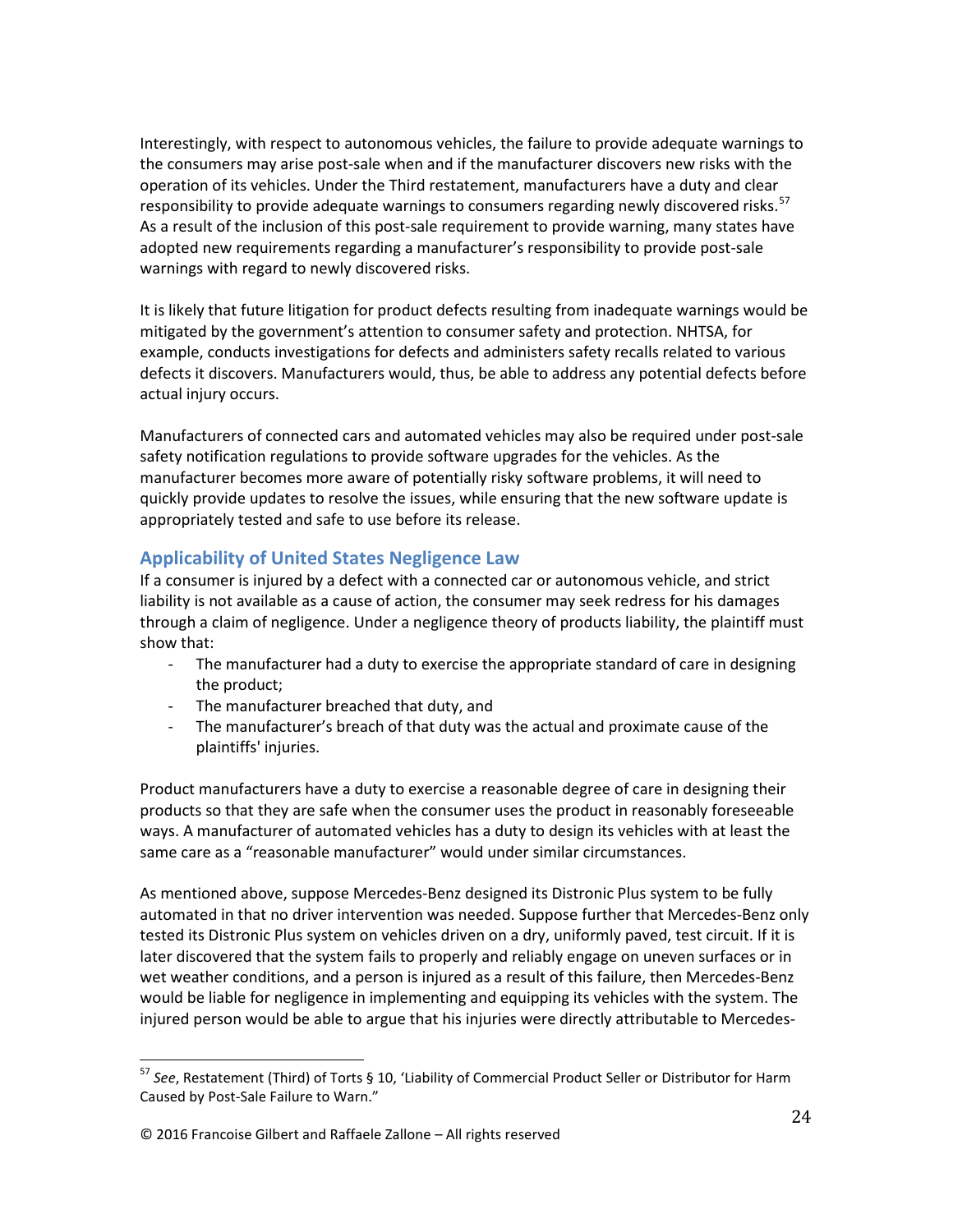Interestingly, with respect to autonomous vehicles, the failure to provide adequate warnings to the consumers may arise post-sale when and if the manufacturer discovers new risks with the operation of its vehicles. Under the Third restatement, manufacturers have a duty and clear responsibility to provide adequate warnings to consumers regarding newly discovered risks.[57] As a result of the inclusion of this post-sale requirement to provide warning, many states have adopted new requirements regarding a manufacturer's responsibility to provide post-sale warnings with regard to newly discovered risks.

It is likely that future litigation for product defects resulting from inadequate warnings would be mitigated by the government's attention to consumer safety and protection. NHTSA, for example, conducts investigations for defects and administers safety recalls related to various defects it discovers. Manufacturers would, thus, be able to address any potential defects before actual injury occurs.

Manufacturers of connected cars and automated vehicles may also be required under post-sale safety notification regulations to provide software upgrades for the vehicles. As the manufacturer becomes more aware of potentially risky software problems, it will need to quickly provide updates to resolve the issues, while ensuring that the new software update is appropriately tested and safe to use before its release.

## Applicability of United States Negligence Law

If a consumer is injured by a defect with a connected car or autonomous vehicle, and strict liability is not available as a cause of action, the consumer may seek redress for his damages through a claim of negligence. Under a negligence theory of products liability, the plaintiff must show that:

- The manufacturer had a duty to exercise the appropriate standard of care in designing the product;
- The manufacturer breached that duty, and
- The manufacturer's breach of that duty was the actual and proximate cause of the plaintiffs' injuries.

Product manufacturers have a duty to exercise a reasonable degree of care in designing their products so that they are safe when the consumer uses the product in reasonably foreseeable ways. A manufacturer of automated vehicles has a duty to design its vehicles with at least the same care as a "reasonable manufacturer" would under similar circumstances.

As mentioned above, suppose Mercedes-Benz designed its Distronic Plus system to be fully automated in that no driver intervention was needed. Suppose further that Mercedes-Benz only tested its Distronic Plus system on vehicles driven on a dry, uniformly paved, test circuit. If it is later discovered that the system fails to properly and reliably engage on uneven surfaces or in wet weather conditions, and a person is injured as a result of this failure, then Mercedes-Benz would be liable for negligence in implementing and equipping its vehicles with the system. The injured person would be able to argue that his injuries were directly attributable to Mercedes-

[57] *See*, Restatement (Third) of Torts § 10, 'Liability of Commercial Product Seller or Distributor for Harm Caused by Post-Sale Failure to Warn."

© 2016 Francoise Gilbert and Raffaele Zallone – All rights reserved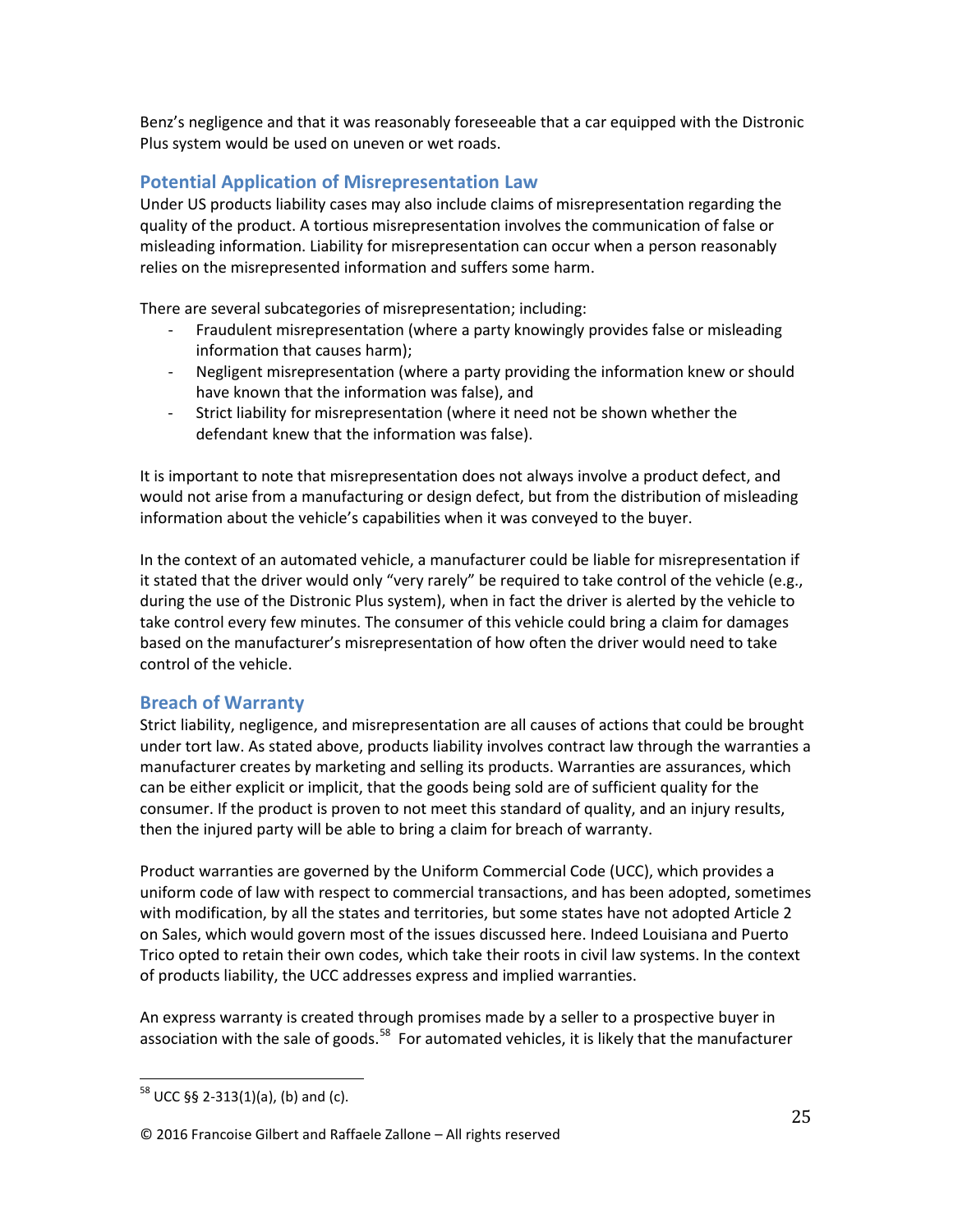Benz's negligence and that it was reasonably foreseeable that a car equipped with the Distronic Plus system would be used on uneven or wet roads.

## Potential Application of Misrepresentation Law

Under US products liability cases may also include claims of misrepresentation regarding the quality of the product. A tortious misrepresentation involves the communication of false or misleading information. Liability for misrepresentation can occur when a person reasonably relies on the misrepresented information and suffers some harm.

There are several subcategories of misrepresentation; including:

- Fraudulent misrepresentation (where a party knowingly provides false or misleading information that causes harm);
- Negligent misrepresentation (where a party providing the information knew or should have known that the information was false), and
- Strict liability for misrepresentation (where it need not be shown whether the defendant knew that the information was false).

It is important to note that misrepresentation does not always involve a product defect, and would not arise from a manufacturing or design defect, but from the distribution of misleading information about the vehicle's capabilities when it was conveyed to the buyer.

In the context of an automated vehicle, a manufacturer could be liable for misrepresentation if it stated that the driver would only "very rarely" be required to take control of the vehicle (e.g., during the use of the Distronic Plus system), when in fact the driver is alerted by the vehicle to take control every few minutes. The consumer of this vehicle could bring a claim for damages based on the manufacturer's misrepresentation of how often the driver would need to take control of the vehicle.

## Breach of Warranty

Strict liability, negligence, and misrepresentation are all causes of actions that could be brought under tort law. As stated above, products liability involves contract law through the warranties a manufacturer creates by marketing and selling its products. Warranties are assurances, which can be either explicit or implicit, that the goods being sold are of sufficient quality for the consumer. If the product is proven to not meet this standard of quality, and an injury results, then the injured party will be able to bring a claim for breach of warranty.

Product warranties are governed by the Uniform Commercial Code (UCC), which provides a uniform code of law with respect to commercial transactions, and has been adopted, sometimes with modification, by all the states and territories, but some states have not adopted Article 2 on Sales, which would govern most of the issues discussed here. Indeed Louisiana and Puerto Trico opted to retain their own codes, which take their roots in civil law systems. In the context of products liability, the UCC addresses express and implied warranties.

An express warranty is created through promises made by a seller to a prospective buyer in association with the sale of goods.[58] For automated vehicles, it is likely that the manufacturer

[58] UCC §§ 2-313(1)(a), (b) and (c).

© 2016 Francoise Gilbert and Raffaele Zallone – All rights reserved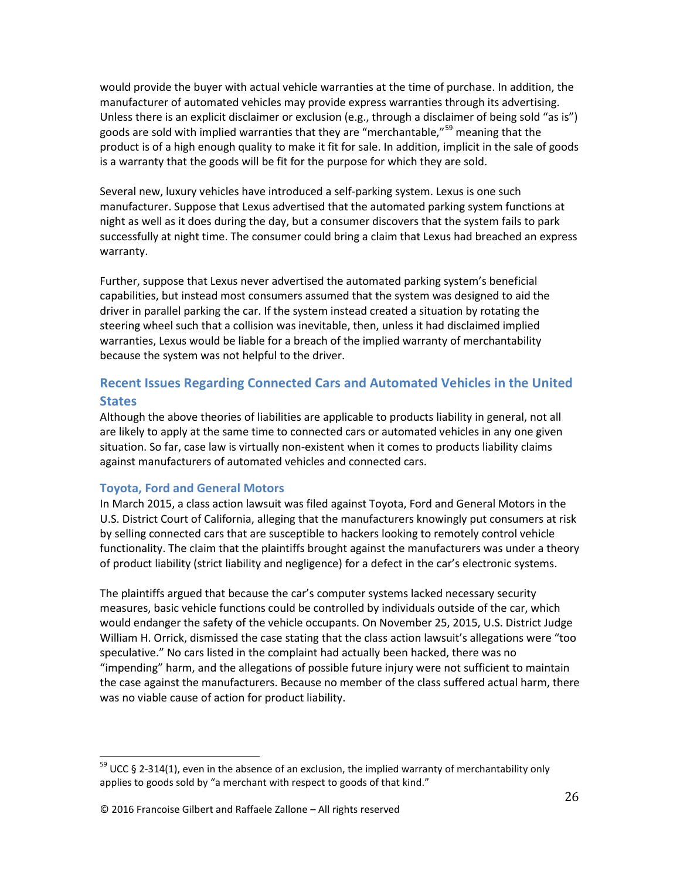would provide the buyer with actual vehicle warranties at the time of purchase. In addition, the manufacturer of automated vehicles may provide express warranties through its advertising. Unless there is an explicit disclaimer or exclusion (e.g., through a disclaimer of being sold "as is") goods are sold with implied warranties that they are "merchantable,"[59] meaning that the product is of a high enough quality to make it fit for sale. In addition, implicit in the sale of goods is a warranty that the goods will be fit for the purpose for which they are sold.

Several new, luxury vehicles have introduced a self-parking system. Lexus is one such manufacturer. Suppose that Lexus advertised that the automated parking system functions at night as well as it does during the day, but a consumer discovers that the system fails to park successfully at night time. The consumer could bring a claim that Lexus had breached an express warranty.

Further, suppose that Lexus never advertised the automated parking system's beneficial capabilities, but instead most consumers assumed that the system was designed to aid the driver in parallel parking the car. If the system instead created a situation by rotating the steering wheel such that a collision was inevitable, then, unless it had disclaimed implied warranties, Lexus would be liable for a breach of the implied warranty of merchantability because the system was not helpful to the driver.

## Recent Issues Regarding Connected Cars and Automated Vehicles in the United States

Although the above theories of liabilities are applicable to products liability in general, not all are likely to apply at the same time to connected cars or automated vehicles in any one given situation. So far, case law is virtually non-existent when it comes to products liability claims against manufacturers of automated vehicles and connected cars.

### Toyota, Ford and General Motors

In March 2015, a class action lawsuit was filed against Toyota, Ford and General Motors in the U.S. District Court of California, alleging that the manufacturers knowingly put consumers at risk by selling connected cars that are susceptible to hackers looking to remotely control vehicle functionality. The claim that the plaintiffs brought against the manufacturers was under a theory of product liability (strict liability and negligence) for a defect in the car's electronic systems.

The plaintiffs argued that because the car's computer systems lacked necessary security measures, basic vehicle functions could be controlled by individuals outside of the car, which would endanger the safety of the vehicle occupants. On November 25, 2015, U.S. District Judge William H. Orrick, dismissed the case stating that the class action lawsuit's allegations were "too speculative." No cars listed in the complaint had actually been hacked, there was no "impending" harm, and the allegations of possible future injury were not sufficient to maintain the case against the manufacturers. Because no member of the class suffered actual harm, there was no viable cause of action for product liability.

---

[59] UCC § 2-314(1), even in the absence of an exclusion, the implied warranty of merchantability only applies to goods sold by "a merchant with respect to goods of that kind."

© 2016 Francoise Gilbert and Raffaele Zallone – All rights reserved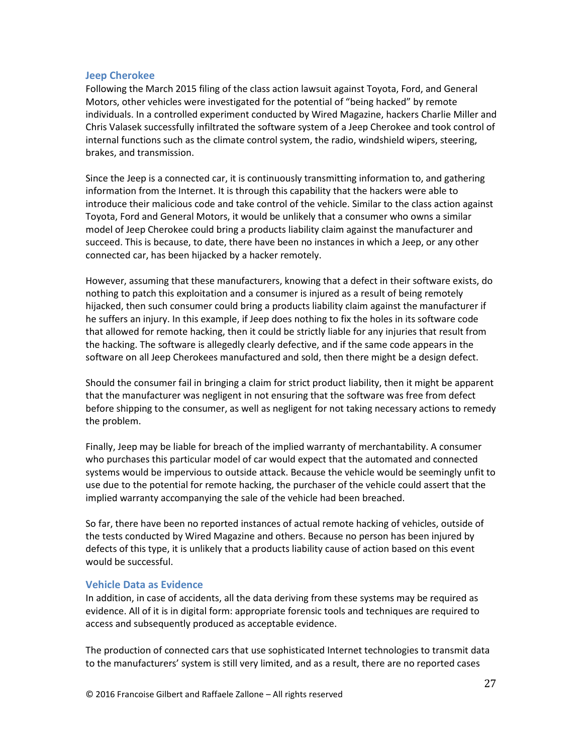### Jeep Cherokee

Following the March 2015 filing of the class action lawsuit against Toyota, Ford, and General Motors, other vehicles were investigated for the potential of "being hacked" by remote individuals. In a controlled experiment conducted by Wired Magazine, hackers Charlie Miller and Chris Valasek successfully infiltrated the software system of a Jeep Cherokee and took control of internal functions such as the climate control system, the radio, windshield wipers, steering, brakes, and transmission.

Since the Jeep is a connected car, it is continuously transmitting information to, and gathering information from the Internet. It is through this capability that the hackers were able to introduce their malicious code and take control of the vehicle. Similar to the class action against Toyota, Ford and General Motors, it would be unlikely that a consumer who owns a similar model of Jeep Cherokee could bring a products liability claim against the manufacturer and succeed. This is because, to date, there have been no instances in which a Jeep, or any other connected car, has been hijacked by a hacker remotely.

However, assuming that these manufacturers, knowing that a defect in their software exists, do nothing to patch this exploitation and a consumer is injured as a result of being remotely hijacked, then such consumer could bring a products liability claim against the manufacturer if he suffers an injury. In this example, if Jeep does nothing to fix the holes in its software code that allowed for remote hacking, then it could be strictly liable for any injuries that result from the hacking. The software is allegedly clearly defective, and if the same code appears in the software on all Jeep Cherokees manufactured and sold, then there might be a design defect.

Should the consumer fail in bringing a claim for strict product liability, then it might be apparent that the manufacturer was negligent in not ensuring that the software was free from defect before shipping to the consumer, as well as negligent for not taking necessary actions to remedy the problem.

Finally, Jeep may be liable for breach of the implied warranty of merchantability. A consumer who purchases this particular model of car would expect that the automated and connected systems would be impervious to outside attack. Because the vehicle would be seemingly unfit to use due to the potential for remote hacking, the purchaser of the vehicle could assert that the implied warranty accompanying the sale of the vehicle had been breached.

So far, there have been no reported instances of actual remote hacking of vehicles, outside of the tests conducted by Wired Magazine and others. Because no person has been injured by defects of this type, it is unlikely that a products liability cause of action based on this event would be successful.

### Vehicle Data as Evidence

In addition, in case of accidents, all the data deriving from these systems may be required as evidence. All of it is in digital form: appropriate forensic tools and techniques are required to access and subsequently produced as acceptable evidence.

The production of connected cars that use sophisticated Internet technologies to transmit data to the manufacturers' system is still very limited, and as a result, there are no reported cases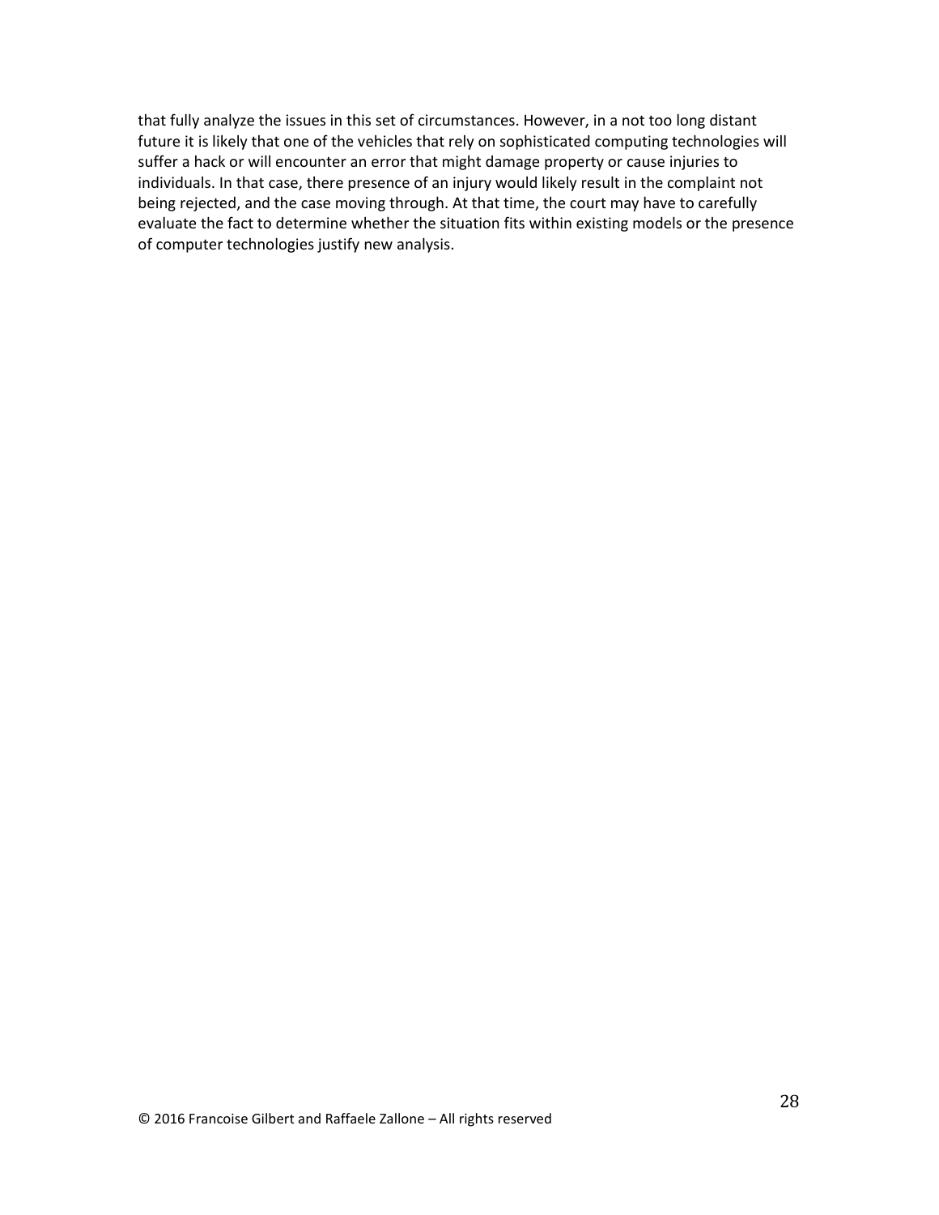that fully analyze the issues in this set of circumstances. However, in a not too long distant future it is likely that one of the vehicles that rely on sophisticated computing technologies will suffer a hack or will encounter an error that might damage property or cause injuries to individuals. In that case, there presence of an injury would likely result in the complaint not being rejected, and the case moving through. At that time, the court may have to carefully evaluate the fact to determine whether the situation fits within existing models or the presence of computer technologies justify new analysis.